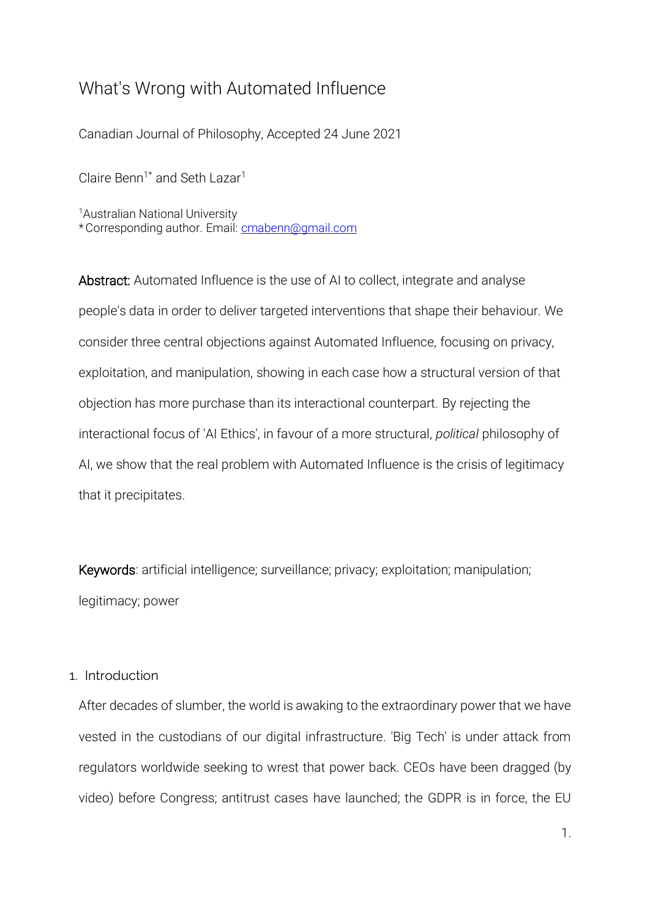# What's Wrong with Automated Influence

Canadian Journal of Philosophy, Accepted 24 June 2021

Claire Benn[1*] and Seth Lazar[1]

[1]Australian National University
*Corresponding author. Email: cmabenn@gmail.com

**Abstract:** Automated Influence is the use of AI to collect, integrate and analyse people's data in order to deliver targeted interventions that shape their behaviour. We consider three central objections against Automated Influence, focusing on privacy, exploitation, and manipulation, showing in each case how a structural version of that objection has more purchase than its interactional counterpart. By rejecting the interactional focus of 'AI Ethics', in favour of a more structural, *political* philosophy of AI, we show that the real problem with Automated Influence is the crisis of legitimacy that it precipitates.

**Keywords**: artificial intelligence; surveillance; privacy; exploitation; manipulation; legitimacy; power

## 1. Introduction

After decades of slumber, the world is awaking to the extraordinary power that we have vested in the custodians of our digital infrastructure. 'Big Tech' is under attack from regulators worldwide seeking to wrest that power back. CEOs have been dragged (by video) before Congress; antitrust cases have launched; the GDPR is in force, the EU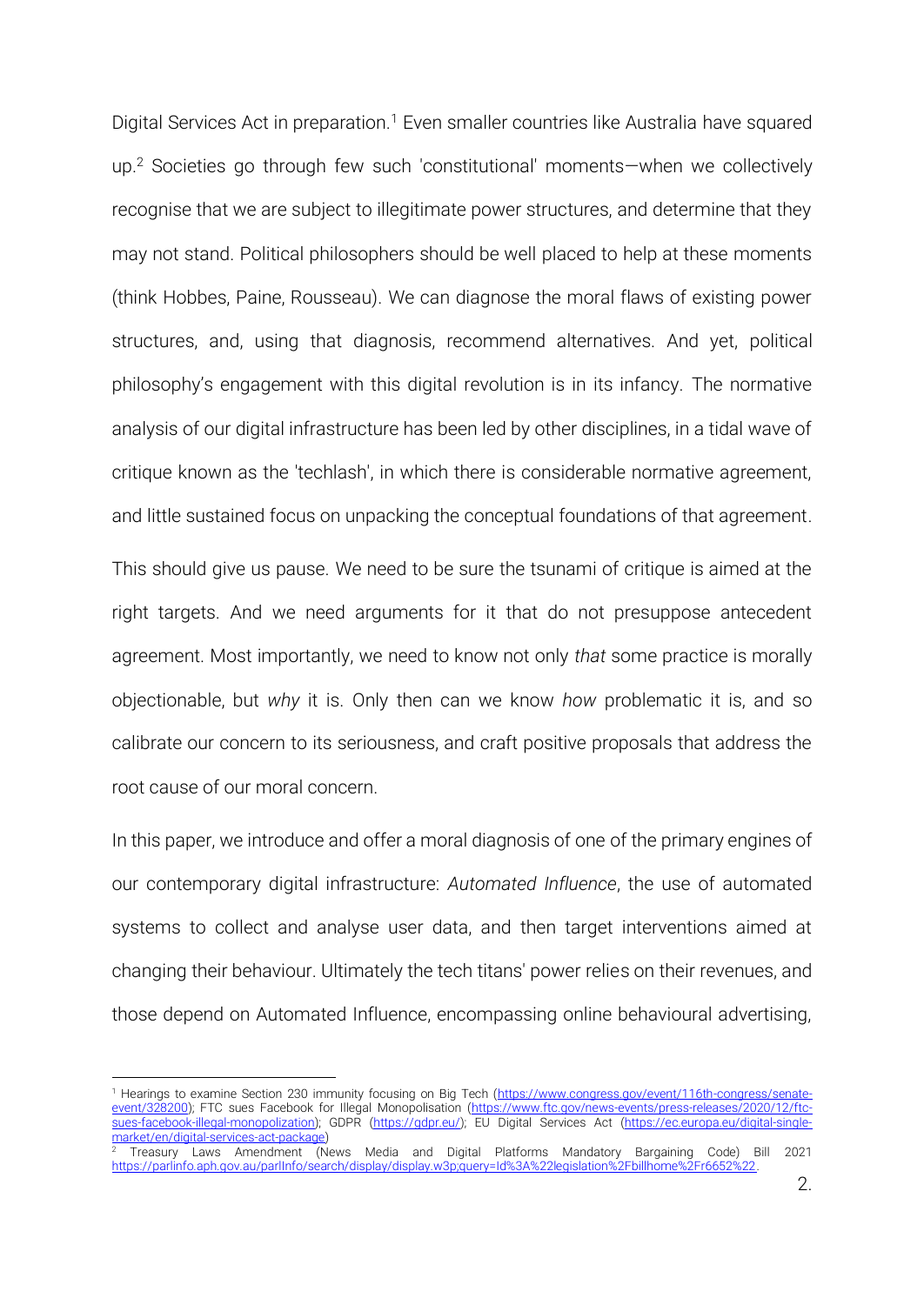Digital Services Act in preparation.[1] Even smaller countries like Australia have squared up.[2] Societies go through few such 'constitutional' moments—when we collectively recognise that we are subject to illegitimate power structures, and determine that they may not stand. Political philosophers should be well placed to help at these moments (think Hobbes, Paine, Rousseau). We can diagnose the moral flaws of existing power structures, and, using that diagnosis, recommend alternatives. And yet, political philosophy's engagement with this digital revolution is in its infancy. The normative analysis of our digital infrastructure has been led by other disciplines, in a tidal wave of critique known as the 'techlash', in which there is considerable normative agreement, and little sustained focus on unpacking the conceptual foundations of that agreement.

This should give us pause. We need to be sure the tsunami of critique is aimed at the right targets. And we need arguments for it that do not presuppose antecedent agreement. Most importantly, we need to know not only *that* some practice is morally objectionable, but *why* it is. Only then can we know *how* problematic it is, and so calibrate our concern to its seriousness, and craft positive proposals that address the root cause of our moral concern.

In this paper, we introduce and offer a moral diagnosis of one of the primary engines of our contemporary digital infrastructure: *Automated Influence*, the use of automated systems to collect and analyse user data, and then target interventions aimed at changing their behaviour. Ultimately the tech titans' power relies on their revenues, and those depend on Automated Influence, encompassing online behavioural advertising,

---

[1] Hearings to examine Section 230 immunity focusing on Big Tech (https://www.congress.gov/event/116th-congress/senate-event/328200); FTC sues Facebook for Illegal Monopolisation (https://www.ftc.gov/news-events/press-releases/2020/12/ftc-sues-facebook-illegal-monopolization); GDPR (https://gdpr.eu/); EU Digital Services Act (https://ec.europa.eu/digital-single-market/en/digital-services-act-package)

[2] Treasury Laws Amendment (News Media and Digital Platforms Mandatory Bargaining Code) Bill 2021 https://parlinfo.aph.gov.au/parlInfo/search/display/display.w3p;query=Id%3A%22legislation%2Fbillhome%2Fr6652%22.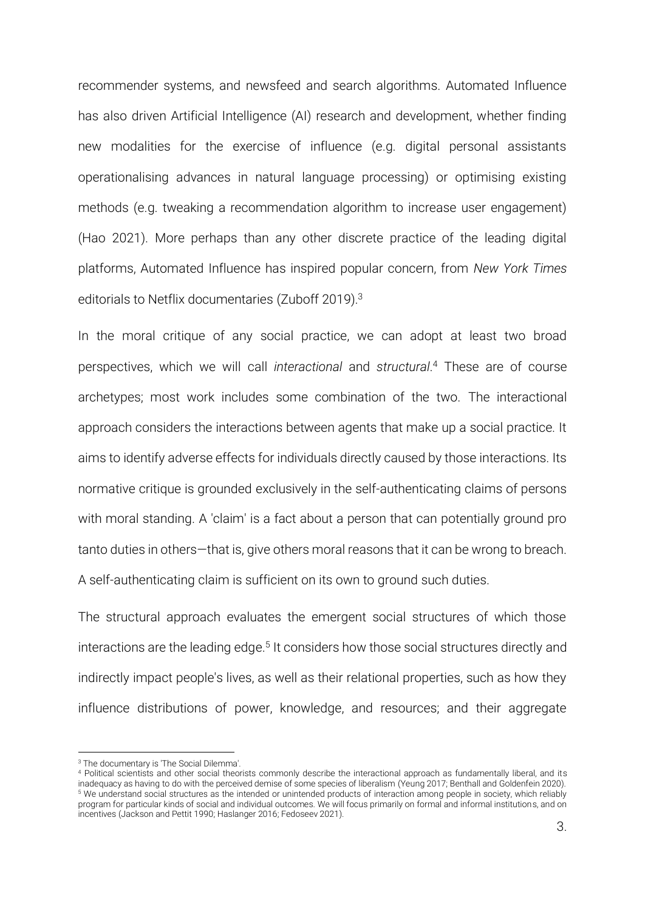recommender systems, and newsfeed and search algorithms. Automated Influence has also driven Artificial Intelligence (AI) research and development, whether finding new modalities for the exercise of influence (e.g. digital personal assistants operationalising advances in natural language processing) or optimising existing methods (e.g. tweaking a recommendation algorithm to increase user engagement) (Hao 2021). More perhaps than any other discrete practice of the leading digital platforms, Automated Influence has inspired popular concern, from *New York Times* editorials to Netflix documentaries (Zuboff 2019).[3]

In the moral critique of any social practice, we can adopt at least two broad perspectives, which we will call *interactional* and *structural*.[4] These are of course archetypes; most work includes some combination of the two. The interactional approach considers the interactions between agents that make up a social practice. It aims to identify adverse effects for individuals directly caused by those interactions. Its normative critique is grounded exclusively in the self-authenticating claims of persons with moral standing. A 'claim' is a fact about a person that can potentially ground pro tanto duties in others—that is, give others moral reasons that it can be wrong to breach. A self-authenticating claim is sufficient on its own to ground such duties.

The structural approach evaluates the emergent social structures of which those interactions are the leading edge.[5] It considers how those social structures directly and indirectly impact people's lives, as well as their relational properties, such as how they influence distributions of power, knowledge, and resources; and their aggregate

---

[3] The documentary is 'The Social Dilemma'.

[4] Political scientists and other social theorists commonly describe the interactional approach as fundamentally liberal, and its inadequacy as having to do with the perceived demise of some species of liberalism (Yeung 2017; Benthall and Goldenfein 2020).

[5] We understand social structures as the intended or unintended products of interaction among people in society, which reliably program for particular kinds of social and individual outcomes. We will focus primarily on formal and informal institutions, and on incentives (Jackson and Pettit 1990; Haslanger 2016; Fedoseev 2021).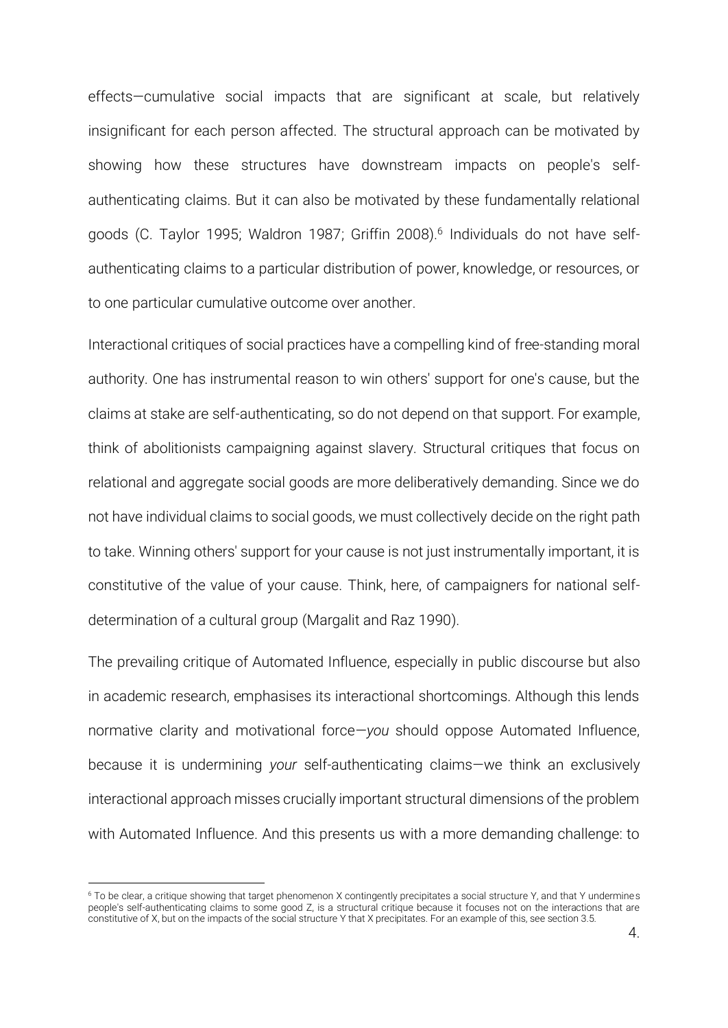effects—cumulative social impacts that are significant at scale, but relatively insignificant for each person affected. The structural approach can be motivated by showing how these structures have downstream impacts on people's self-authenticating claims. But it can also be motivated by these fundamentally relational goods (C. Taylor 1995; Waldron 1987; Griffin 2008).[6] Individuals do not have self-authenticating claims to a particular distribution of power, knowledge, or resources, or to one particular cumulative outcome over another.

Interactional critiques of social practices have a compelling kind of free-standing moral authority. One has instrumental reason to win others' support for one's cause, but the claims at stake are self-authenticating, so do not depend on that support. For example, think of abolitionists campaigning against slavery. Structural critiques that focus on relational and aggregate social goods are more deliberatively demanding. Since we do not have individual claims to social goods, we must collectively decide on the right path to take. Winning others' support for your cause is not just instrumentally important, it is constitutive of the value of your cause. Think, here, of campaigners for national self-determination of a cultural group (Margalit and Raz 1990).

The prevailing critique of Automated Influence, especially in public discourse but also in academic research, emphasises its interactional shortcomings. Although this lends normative clarity and motivational force—*you* should oppose Automated Influence, because it is undermining *your* self-authenticating claims—we think an exclusively interactional approach misses crucially important structural dimensions of the problem with Automated Influence. And this presents us with a more demanding challenge: to

[6] To be clear, a critique showing that target phenomenon X contingently precipitates a social structure Y, and that Y undermines people's self-authenticating claims to some good Z, is a structural critique because it focuses not on the interactions that are constitutive of X, but on the impacts of the social structure Y that X precipitates. For an example of this, see section 3.5.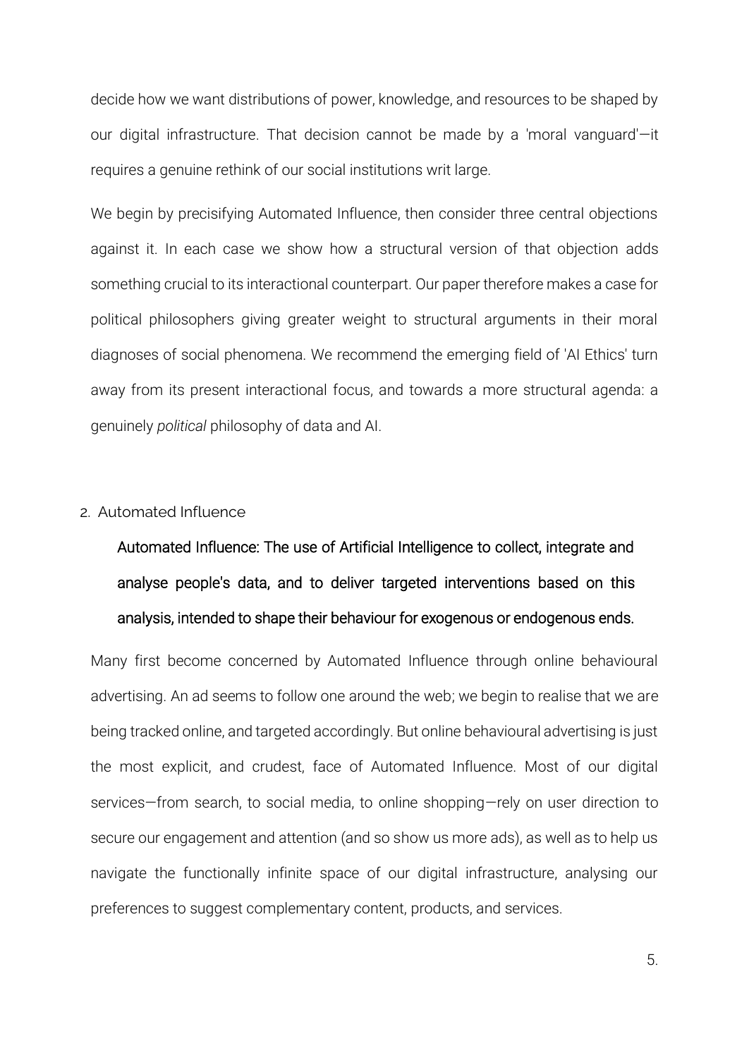decide how we want distributions of power, knowledge, and resources to be shaped by our digital infrastructure. That decision cannot be made by a 'moral vanguard'—it requires a genuine rethink of our social institutions writ large.

We begin by precisifying Automated Influence, then consider three central objections against it. In each case we show how a structural version of that objection adds something crucial to its interactional counterpart. Our paper therefore makes a case for political philosophers giving greater weight to structural arguments in their moral diagnoses of social phenomena. We recommend the emerging field of 'AI Ethics' turn away from its present interactional focus, and towards a more structural agenda: a genuinely *political* philosophy of data and AI.

## 2. Automated Influence

> Automated Influence: The use of Artificial Intelligence to collect, integrate and analyse people's data, and to deliver targeted interventions based on this analysis, intended to shape their behaviour for exogenous or endogenous ends.

Many first become concerned by Automated Influence through online behavioural advertising. An ad seems to follow one around the web; we begin to realise that we are being tracked online, and targeted accordingly. But online behavioural advertising is just the most explicit, and crudest, face of Automated Influence. Most of our digital services—from search, to social media, to online shopping—rely on user direction to secure our engagement and attention (and so show us more ads), as well as to help us navigate the functionally infinite space of our digital infrastructure, analysing our preferences to suggest complementary content, products, and services.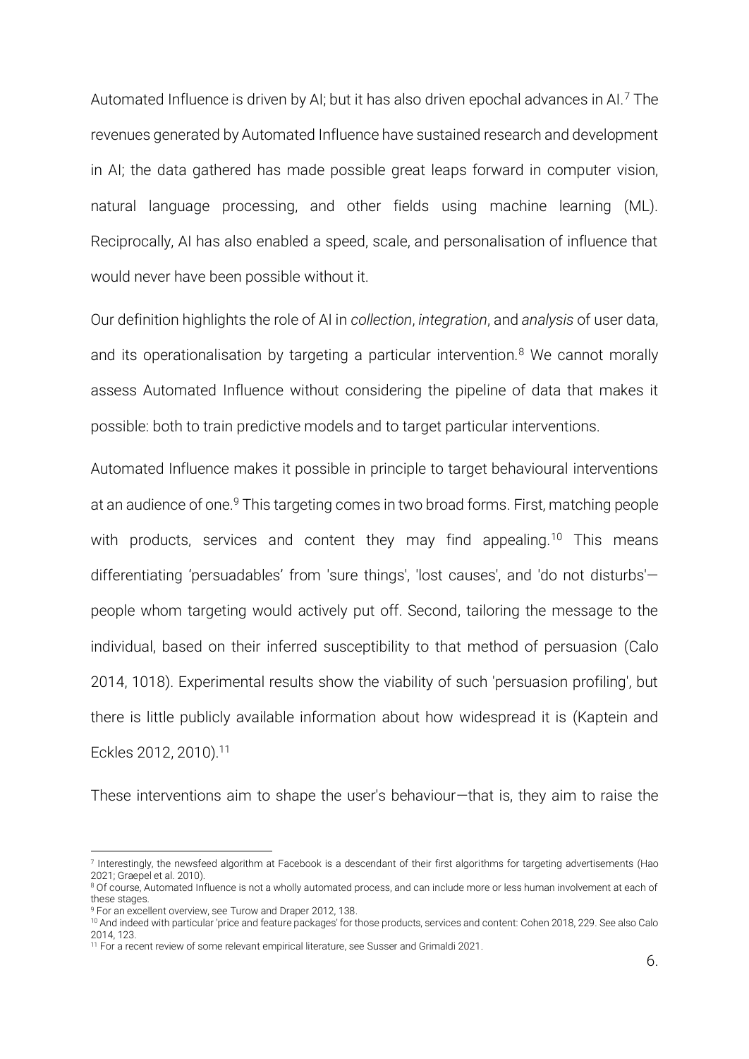Automated Influence is driven by AI; but it has also driven epochal advances in AI.[7] The revenues generated by Automated Influence have sustained research and development in AI; the data gathered has made possible great leaps forward in computer vision, natural language processing, and other fields using machine learning (ML). Reciprocally, AI has also enabled a speed, scale, and personalisation of influence that would never have been possible without it.

Our definition highlights the role of AI in *collection*, *integration*, and *analysis* of user data, and its operationalisation by targeting a particular intervention.[8] We cannot morally assess Automated Influence without considering the pipeline of data that makes it possible: both to train predictive models and to target particular interventions.

Automated Influence makes it possible in principle to target behavioural interventions at an audience of one.[9] This targeting comes in two broad forms. First, matching people with products, services and content they may find appealing.[10] This means differentiating 'persuadables' from 'sure things', 'lost causes', and 'do not disturbs'—people whom targeting would actively put off. Second, tailoring the message to the individual, based on their inferred susceptibility to that method of persuasion (Calo 2014, 1018). Experimental results show the viability of such 'persuasion profiling', but there is little publicly available information about how widespread it is (Kaptein and Eckles 2012, 2010).[11]

These interventions aim to shape the user's behaviour—that is, they aim to raise the

---

[7] Interestingly, the newsfeed algorithm at Facebook is a descendant of their first algorithms for targeting advertisements (Hao 2021; Graepel et al. 2010).

[8] Of course, Automated Influence is not a wholly automated process, and can include more or less human involvement at each of these stages.

[9] For an excellent overview, see Turow and Draper 2012, 138.

[10] And indeed with particular 'price and feature packages' for those products, services and content: Cohen 2018, 229. See also Calo 2014, 123.

[11] For a recent review of some relevant empirical literature, see Susser and Grimaldi 2021.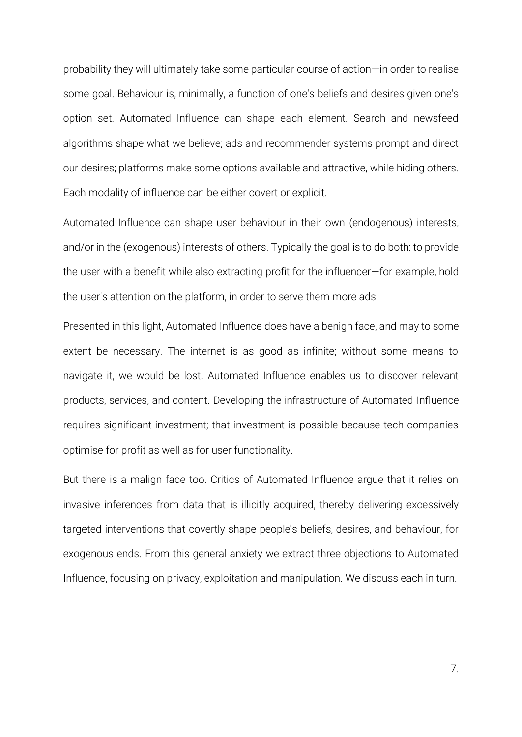probability they will ultimately take some particular course of action—in order to realise some goal. Behaviour is, minimally, a function of one's beliefs and desires given one's option set. Automated Influence can shape each element. Search and newsfeed algorithms shape what we believe; ads and recommender systems prompt and direct our desires; platforms make some options available and attractive, while hiding others. Each modality of influence can be either covert or explicit.

Automated Influence can shape user behaviour in their own (endogenous) interests, and/or in the (exogenous) interests of others. Typically the goal is to do both: to provide the user with a benefit while also extracting profit for the influencer—for example, hold the user's attention on the platform, in order to serve them more ads.

Presented in this light, Automated Influence does have a benign face, and may to some extent be necessary. The internet is as good as infinite; without some means to navigate it, we would be lost. Automated Influence enables us to discover relevant products, services, and content. Developing the infrastructure of Automated Influence requires significant investment; that investment is possible because tech companies optimise for profit as well as for user functionality.

But there is a malign face too. Critics of Automated Influence argue that it relies on invasive inferences from data that is illicitly acquired, thereby delivering excessively targeted interventions that covertly shape people's beliefs, desires, and behaviour, for exogenous ends. From this general anxiety we extract three objections to Automated Influence, focusing on privacy, exploitation and manipulation. We discuss each in turn.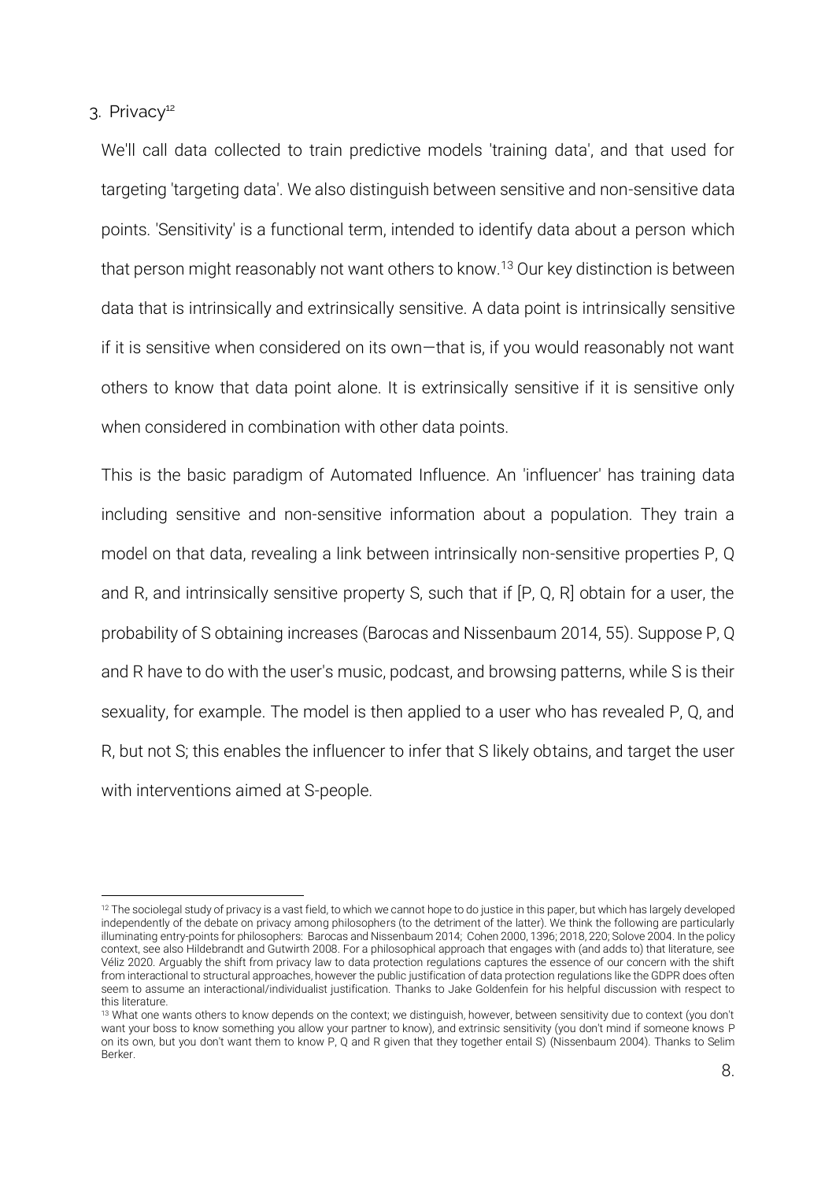## 3. Privacy[12]

We'll call data collected to train predictive models 'training data', and that used for targeting 'targeting data'. We also distinguish between sensitive and non-sensitive data points. 'Sensitivity' is a functional term, intended to identify data about a person which that person might reasonably not want others to know.[13] Our key distinction is between data that is intrinsically and extrinsically sensitive. A data point is intrinsically sensitive if it is sensitive when considered on its own—that is, if you would reasonably not want others to know that data point alone. It is extrinsically sensitive if it is sensitive only when considered in combination with other data points.

This is the basic paradigm of Automated Influence. An 'influencer' has training data including sensitive and non-sensitive information about a population. They train a model on that data, revealing a link between intrinsically non-sensitive properties P, Q and R, and intrinsically sensitive property S, such that if [P, Q, R] obtain for a user, the probability of S obtaining increases (Barocas and Nissenbaum 2014, 55). Suppose P, Q and R have to do with the user's music, podcast, and browsing patterns, while S is their sexuality, for example. The model is then applied to a user who has revealed P, Q, and R, but not S; this enables the influencer to infer that S likely obtains, and target the user with interventions aimed at S-people.

---

[12] The sociolegal study of privacy is a vast field, to which we cannot hope to do justice in this paper, but which has largely developed independently of the debate on privacy among philosophers (to the detriment of the latter). We think the following are particularly illuminating entry-points for philosophers: Barocas and Nissenbaum 2014; Cohen 2000, 1396; 2018, 220; Solove 2004. In the policy context, see also Hildebrandt and Gutwirth 2008. For a philosophical approach that engages with (and adds to) that literature, see Véliz 2020. Arguably the shift from privacy law to data protection regulations captures the essence of our concern with the shift from interactional to structural approaches, however the public justification of data protection regulations like the GDPR does often seem to assume an interactional/individualist justification. Thanks to Jake Goldenfein for his helpful discussion with respect to this literature.

[13] What one wants others to know depends on the context; we distinguish, however, between sensitivity due to context (you don't want your boss to know something you allow your partner to know), and extrinsic sensitivity (you don't mind if someone knows P on its own, but you don't want them to know P, Q and R given that they together entail S) (Nissenbaum 2004). Thanks to Selim Berker.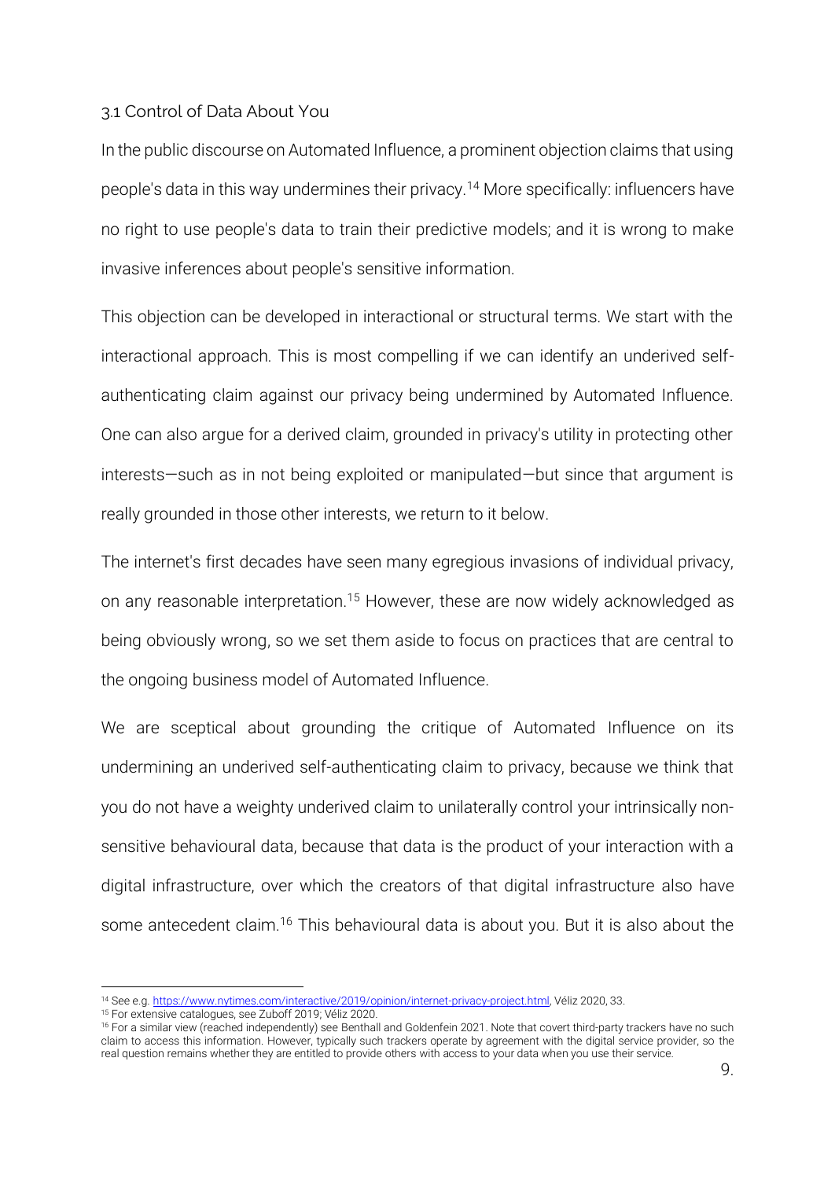### 3.1 Control of Data About You

In the public discourse on Automated Influence, a prominent objection claims that using people's data in this way undermines their privacy.[14] More specifically: influencers have no right to use people's data to train their predictive models; and it is wrong to make invasive inferences about people's sensitive information.

This objection can be developed in interactional or structural terms. We start with the interactional approach. This is most compelling if we can identify an underived self-authenticating claim against our privacy being undermined by Automated Influence. One can also argue for a derived claim, grounded in privacy's utility in protecting other interests—such as in not being exploited or manipulated—but since that argument is really grounded in those other interests, we return to it below.

The internet's first decades have seen many egregious invasions of individual privacy, on any reasonable interpretation.[15] However, these are now widely acknowledged as being obviously wrong, so we set them aside to focus on practices that are central to the ongoing business model of Automated Influence.

We are sceptical about grounding the critique of Automated Influence on its undermining an underived self-authenticating claim to privacy, because we think that you do not have a weighty underived claim to unilaterally control your intrinsically non-sensitive behavioural data, because that data is the product of your interaction with a digital infrastructure, over which the creators of that digital infrastructure also have some antecedent claim.[16] This behavioural data is about you. But it is also about the

---

[14] See e.g. https://www.nytimes.com/interactive/2019/opinion/internet-privacy-project.html, Véliz 2020, 33.

[15] For extensive catalogues, see Zuboff 2019; Véliz 2020.

[16] For a similar view (reached independently) see Benthall and Goldenfein 2021. Note that covert third-party trackers have no such claim to access this information. However, typically such trackers operate by agreement with the digital service provider, so the real question remains whether they are entitled to provide others with access to your data when you use their service.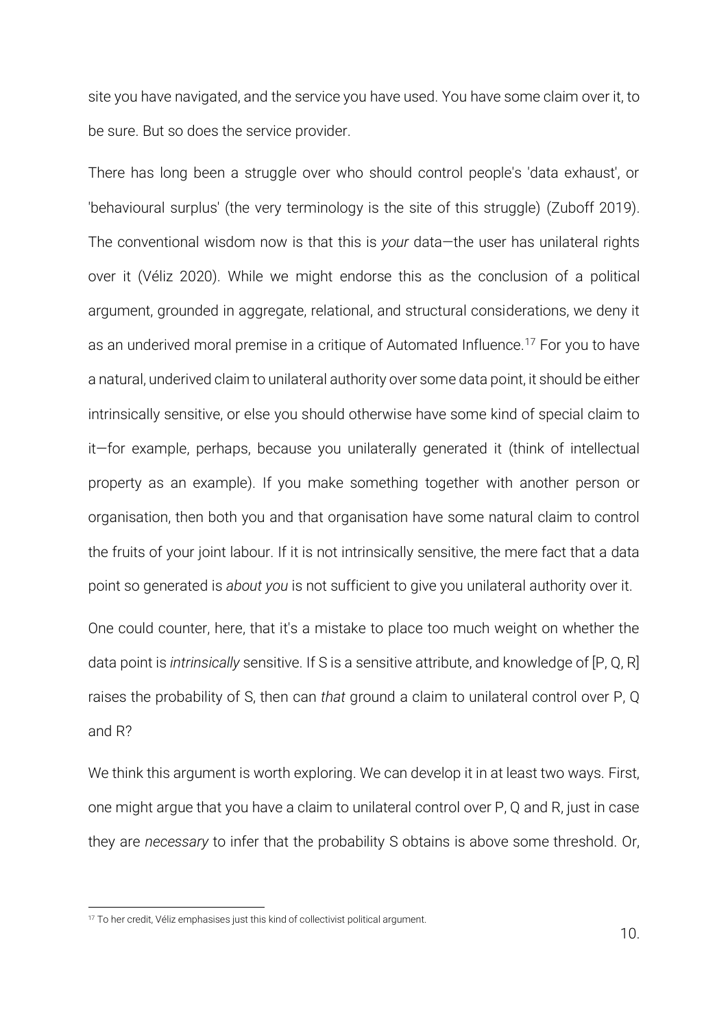site you have navigated, and the service you have used. You have some claim over it, to be sure. But so does the service provider.

There has long been a struggle over who should control people's 'data exhaust', or 'behavioural surplus' (the very terminology is the site of this struggle) (Zuboff 2019). The conventional wisdom now is that this is *your* data—the user has unilateral rights over it (Véliz 2020). While we might endorse this as the conclusion of a political argument, grounded in aggregate, relational, and structural considerations, we deny it as an underived moral premise in a critique of Automated Influence.[17] For you to have a natural, underived claim to unilateral authority over some data point, it should be either intrinsically sensitive, or else you should otherwise have some kind of special claim to it—for example, perhaps, because you unilaterally generated it (think of intellectual property as an example). If you make something together with another person or organisation, then both you and that organisation have some natural claim to control the fruits of your joint labour. If it is not intrinsically sensitive, the mere fact that a data point so generated is *about you* is not sufficient to give you unilateral authority over it.

One could counter, here, that it's a mistake to place too much weight on whether the data point is *intrinsically* sensitive. If S is a sensitive attribute, and knowledge of [P, Q, R] raises the probability of S, then can *that* ground a claim to unilateral control over P, Q and R?

We think this argument is worth exploring. We can develop it in at least two ways. First, one might argue that you have a claim to unilateral control over P, Q and R, just in case they are *necessary* to infer that the probability S obtains is above some threshold. Or,

[17] To her credit, Véliz emphasises just this kind of collectivist political argument.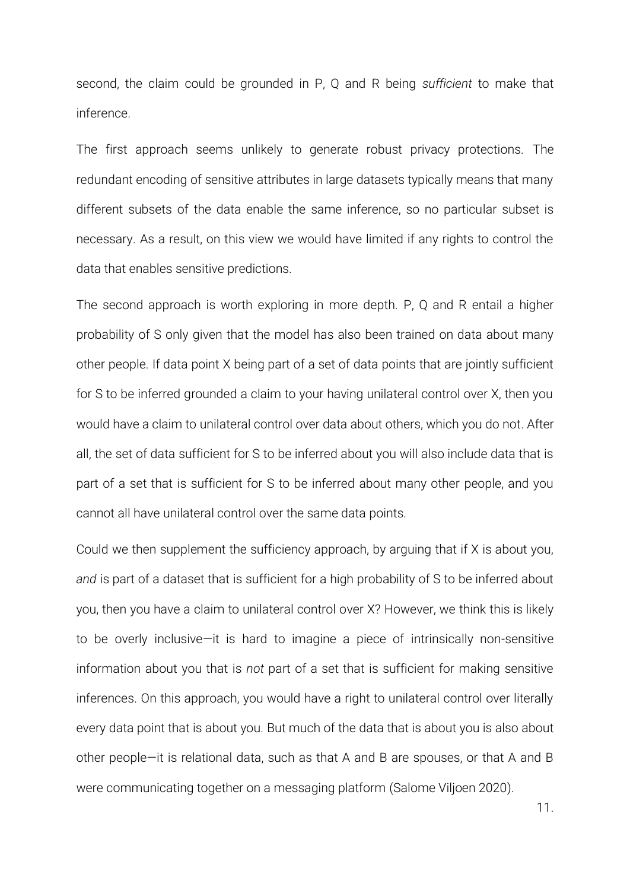second, the claim could be grounded in P, Q and R being *sufficient* to make that inference.

The first approach seems unlikely to generate robust privacy protections. The redundant encoding of sensitive attributes in large datasets typically means that many different subsets of the data enable the same inference, so no particular subset is necessary. As a result, on this view we would have limited if any rights to control the data that enables sensitive predictions.

The second approach is worth exploring in more depth. P, Q and R entail a higher probability of S only given that the model has also been trained on data about many other people. If data point X being part of a set of data points that are jointly sufficient for S to be inferred grounded a claim to your having unilateral control over X, then you would have a claim to unilateral control over data about others, which you do not. After all, the set of data sufficient for S to be inferred about you will also include data that is part of a set that is sufficient for S to be inferred about many other people, and you cannot all have unilateral control over the same data points.

Could we then supplement the sufficiency approach, by arguing that if X is about you, *and* is part of a dataset that is sufficient for a high probability of S to be inferred about you, then you have a claim to unilateral control over X? However, we think this is likely to be overly inclusive—it is hard to imagine a piece of intrinsically non-sensitive information about you that is *not* part of a set that is sufficient for making sensitive inferences. On this approach, you would have a right to unilateral control over literally every data point that is about you. But much of the data that is about you is also about other people—it is relational data, such as that A and B are spouses, or that A and B were communicating together on a messaging platform (Salome Viljoen 2020).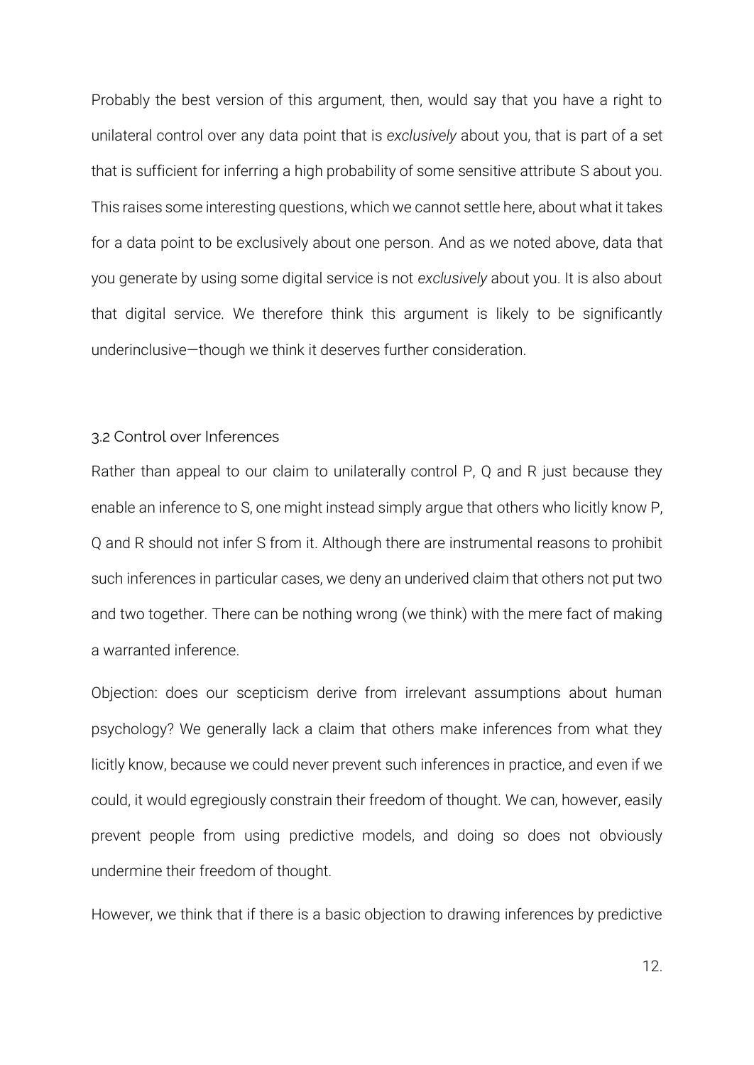Probably the best version of this argument, then, would say that you have a right to unilateral control over any data point that is *exclusively* about you, that is part of a set that is sufficient for inferring a high probability of some sensitive attribute S about you. This raises some interesting questions, which we cannot settle here, about what it takes for a data point to be exclusively about one person. And as we noted above, data that you generate by using some digital service is not *exclusively* about you. It is also about that digital service. We therefore think this argument is likely to be significantly underinclusive—though we think it deserves further consideration.

### 3.2 Control over Inferences

Rather than appeal to our claim to unilaterally control P, Q and R just because they enable an inference to S, one might instead simply argue that others who licitly know P, Q and R should not infer S from it. Although there are instrumental reasons to prohibit such inferences in particular cases, we deny an underived claim that others not put two and two together. There can be nothing wrong (we think) with the mere fact of making a warranted inference.

Objection: does our scepticism derive from irrelevant assumptions about human psychology? We generally lack a claim that others make inferences from what they licitly know, because we could never prevent such inferences in practice, and even if we could, it would egregiously constrain their freedom of thought. We can, however, easily prevent people from using predictive models, and doing so does not obviously undermine their freedom of thought.

However, we think that if there is a basic objection to drawing inferences by predictive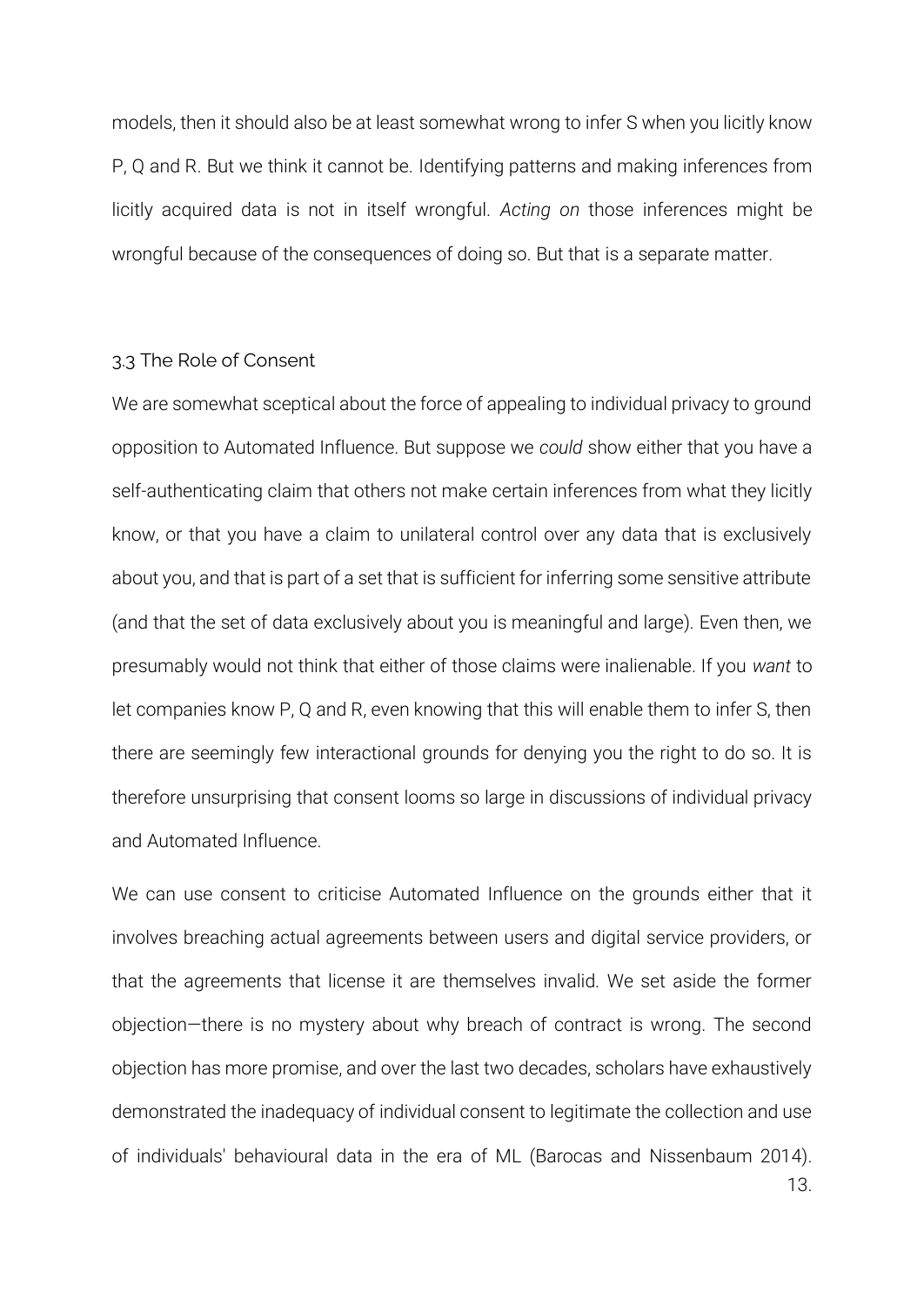models, then it should also be at least somewhat wrong to infer S when you licitly know P, Q and R. But we think it cannot be. Identifying patterns and making inferences from licitly acquired data is not in itself wrongful. *Acting on* those inferences might be wrongful because of the consequences of doing so. But that is a separate matter.

### 3.3 The Role of Consent

We are somewhat sceptical about the force of appealing to individual privacy to ground opposition to Automated Influence. But suppose we *could* show either that you have a self-authenticating claim that others not make certain inferences from what they licitly know, or that you have a claim to unilateral control over any data that is exclusively about you, and that is part of a set that is sufficient for inferring some sensitive attribute (and that the set of data exclusively about you is meaningful and large). Even then, we presumably would not think that either of those claims were inalienable. If you *want* to let companies know P, Q and R, even knowing that this will enable them to infer S, then there are seemingly few interactional grounds for denying you the right to do so. It is therefore unsurprising that consent looms so large in discussions of individual privacy and Automated Influence.

We can use consent to criticise Automated Influence on the grounds either that it involves breaching actual agreements between users and digital service providers, or that the agreements that license it are themselves invalid. We set aside the former objection—there is no mystery about why breach of contract is wrong. The second objection has more promise, and over the last two decades, scholars have exhaustively demonstrated the inadequacy of individual consent to legitimate the collection and use of individuals' behavioural data in the era of ML (Barocas and Nissenbaum 2014).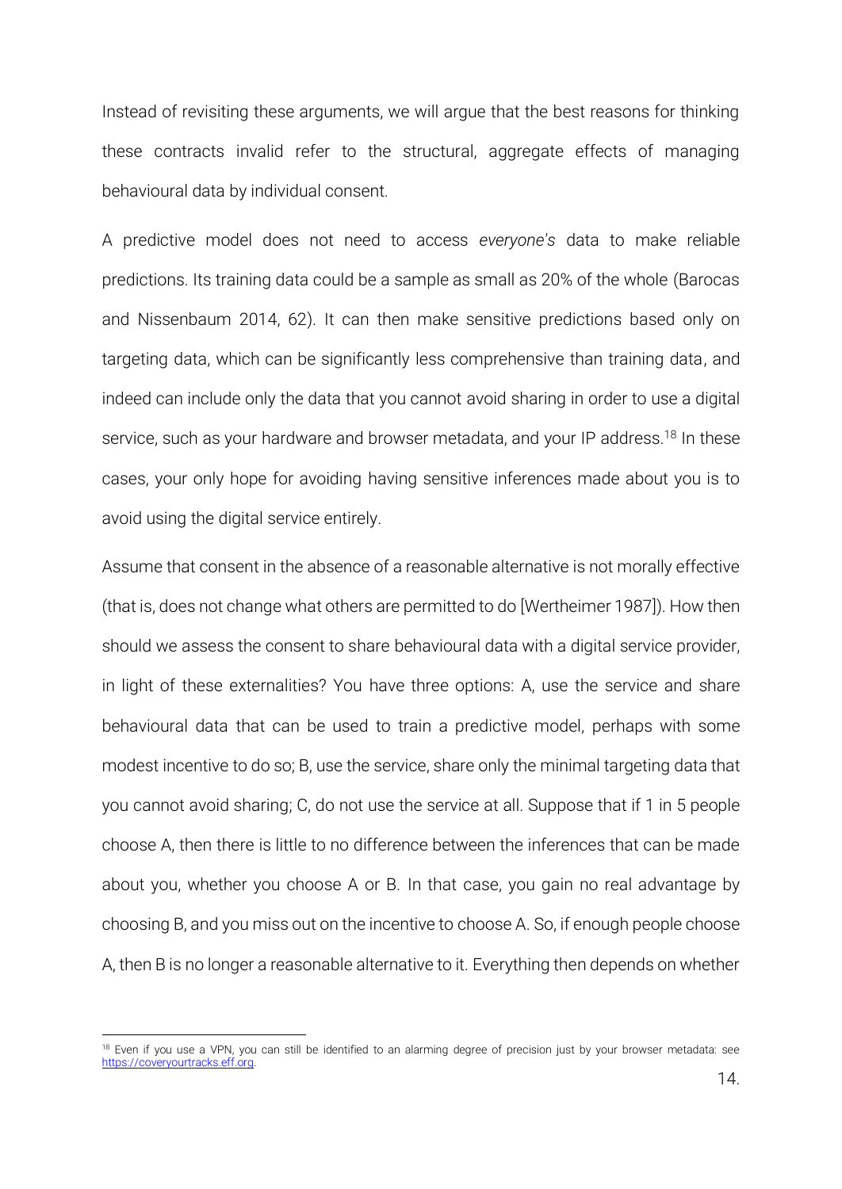Instead of revisiting these arguments, we will argue that the best reasons for thinking these contracts invalid refer to the structural, aggregate effects of managing behavioural data by individual consent.

A predictive model does not need to access *everyone's* data to make reliable predictions. Its training data could be a sample as small as 20% of the whole (Barocas and Nissenbaum 2014, 62). It can then make sensitive predictions based only on targeting data, which can be significantly less comprehensive than training data, and indeed can include only the data that you cannot avoid sharing in order to use a digital service, such as your hardware and browser metadata, and your IP address.[18] In these cases, your only hope for avoiding having sensitive inferences made about you is to avoid using the digital service entirely.

Assume that consent in the absence of a reasonable alternative is not morally effective (that is, does not change what others are permitted to do [Wertheimer 1987]). How then should we assess the consent to share behavioural data with a digital service provider, in light of these externalities? You have three options: A, use the service and share behavioural data that can be used to train a predictive model, perhaps with some modest incentive to do so; B, use the service, share only the minimal targeting data that you cannot avoid sharing; C, do not use the service at all. Suppose that if 1 in 5 people choose A, then there is little to no difference between the inferences that can be made about you, whether you choose A or B. In that case, you gain no real advantage by choosing B, and you miss out on the incentive to choose A. So, if enough people choose A, then B is no longer a reasonable alternative to it. Everything then depends on whether

---

[18] Even if you use a VPN, you can still be identified to an alarming degree of precision just by your browser metadata: see https://coveryourtracks.eff.org.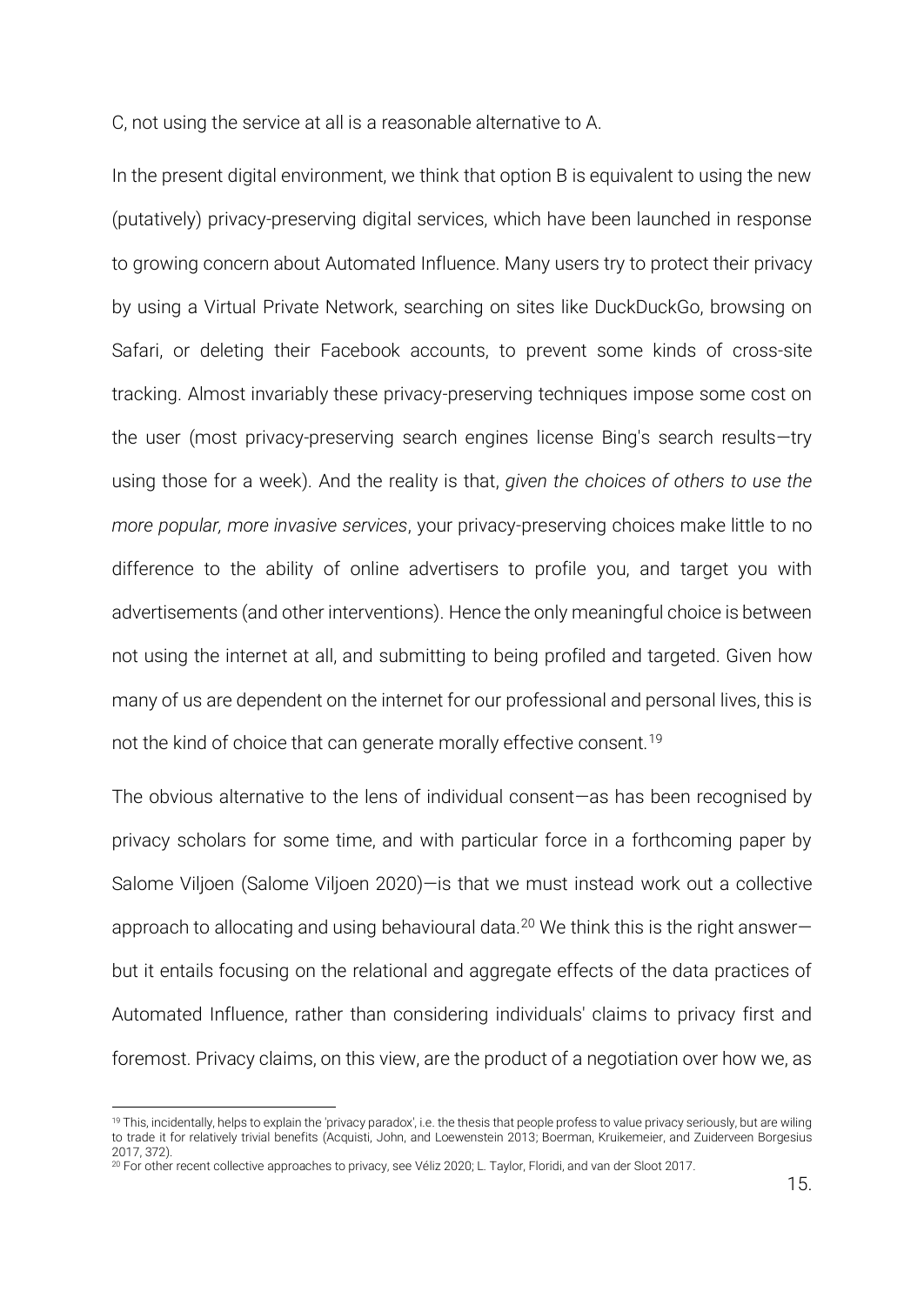C, not using the service at all is a reasonable alternative to A.

In the present digital environment, we think that option B is equivalent to using the new (putatively) privacy-preserving digital services, which have been launched in response to growing concern about Automated Influence. Many users try to protect their privacy by using a Virtual Private Network, searching on sites like DuckDuckGo, browsing on Safari, or deleting their Facebook accounts, to prevent some kinds of cross-site tracking. Almost invariably these privacy-preserving techniques impose some cost on the user (most privacy-preserving search engines license Bing's search results—try using those for a week). And the reality is that, *given the choices of others to use the more popular, more invasive services*, your privacy-preserving choices make little to no difference to the ability of online advertisers to profile you, and target you with advertisements (and other interventions). Hence the only meaningful choice is between not using the internet at all, and submitting to being profiled and targeted. Given how many of us are dependent on the internet for our professional and personal lives, this is not the kind of choice that can generate morally effective consent.[19]

The obvious alternative to the lens of individual consent—as has been recognised by privacy scholars for some time, and with particular force in a forthcoming paper by Salome Viljoen (Salome Viljoen 2020)—is that we must instead work out a collective approach to allocating and using behavioural data.[20] We think this is the right answer—but it entails focusing on the relational and aggregate effects of the data practices of Automated Influence, rather than considering individuals' claims to privacy first and foremost. Privacy claims, on this view, are the product of a negotiation over how we, as

[19] This, incidentally, helps to explain the 'privacy paradox', i.e. the thesis that people profess to value privacy seriously, but are wiling to trade it for relatively trivial benefits (Acquisti, John, and Loewenstein 2013; Boerman, Kruikemeier, and Zuiderveen Borgesius 2017, 372).

[20] For other recent collective approaches to privacy, see Véliz 2020; L. Taylor, Floridi, and van der Sloot 2017.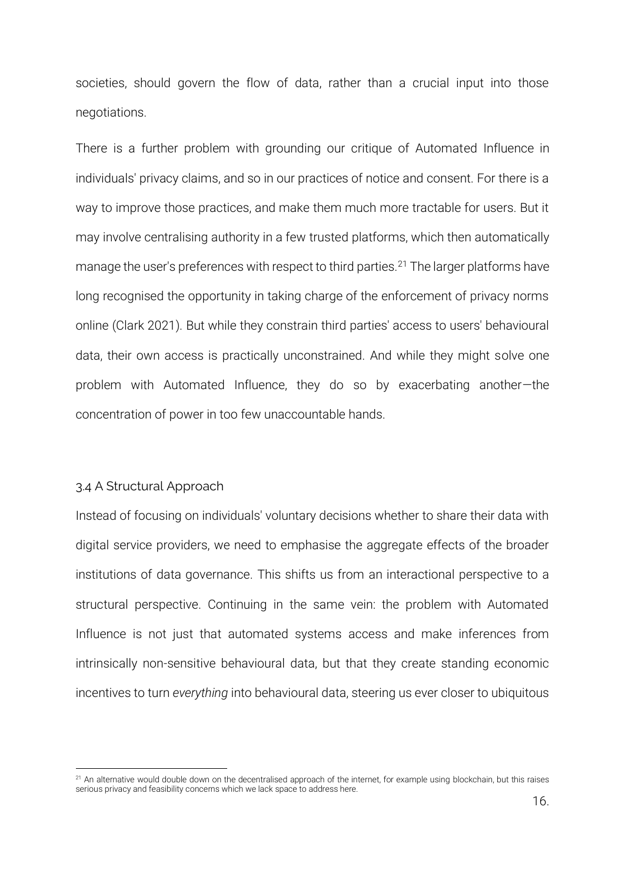societies, should govern the flow of data, rather than a crucial input into those negotiations.

There is a further problem with grounding our critique of Automated Influence in individuals' privacy claims, and so in our practices of notice and consent. For there is a way to improve those practices, and make them much more tractable for users. But it may involve centralising authority in a few trusted platforms, which then automatically manage the user's preferences with respect to third parties.[21] The larger platforms have long recognised the opportunity in taking charge of the enforcement of privacy norms online (Clark 2021). But while they constrain third parties' access to users' behavioural data, their own access is practically unconstrained. And while they might solve one problem with Automated Influence, they do so by exacerbating another—the concentration of power in too few unaccountable hands.

### 3.4 A Structural Approach

Instead of focusing on individuals' voluntary decisions whether to share their data with digital service providers, we need to emphasise the aggregate effects of the broader institutions of data governance. This shifts us from an interactional perspective to a structural perspective. Continuing in the same vein: the problem with Automated Influence is not just that automated systems access and make inferences from intrinsically non-sensitive behavioural data, but that they create standing economic incentives to turn *everything* into behavioural data, steering us ever closer to ubiquitous

[21] An alternative would double down on the decentralised approach of the internet, for example using blockchain, but this raises serious privacy and feasibility concerns which we lack space to address here.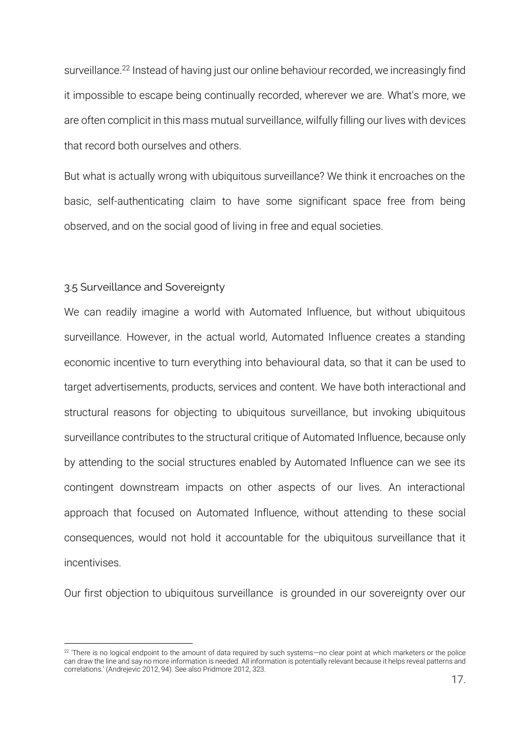surveillance.[22] Instead of having just our online behaviour recorded, we increasingly find it impossible to escape being continually recorded, wherever we are. What's more, we are often complicit in this mass mutual surveillance, wilfully filling our lives with devices that record both ourselves and others.

But what is actually wrong with ubiquitous surveillance? We think it encroaches on the basic, self-authenticating claim to have some significant space free from being observed, and on the social good of living in free and equal societies.

### 3.5 Surveillance and Sovereignty

We can readily imagine a world with Automated Influence, but without ubiquitous surveillance. However, in the actual world, Automated Influence creates a standing economic incentive to turn everything into behavioural data, so that it can be used to target advertisements, products, services and content. We have both interactional and structural reasons for objecting to ubiquitous surveillance, but invoking ubiquitous surveillance contributes to the structural critique of Automated Influence, because only by attending to the social structures enabled by Automated Influence can we see its contingent downstream impacts on other aspects of our lives. An interactional approach that focused on Automated Influence, without attending to these social consequences, would not hold it accountable for the ubiquitous surveillance that it incentivises.

Our first objection to ubiquitous surveillance is grounded in our sovereignty over our

---

[22] 'There is no logical endpoint to the amount of data required by such systems—no clear point at which marketers or the police can draw the line and say no more information is needed. All information is potentially relevant because it helps reveal patterns and correlations.' (Andrejevic 2012, 94). See also Pridmore 2012, 323.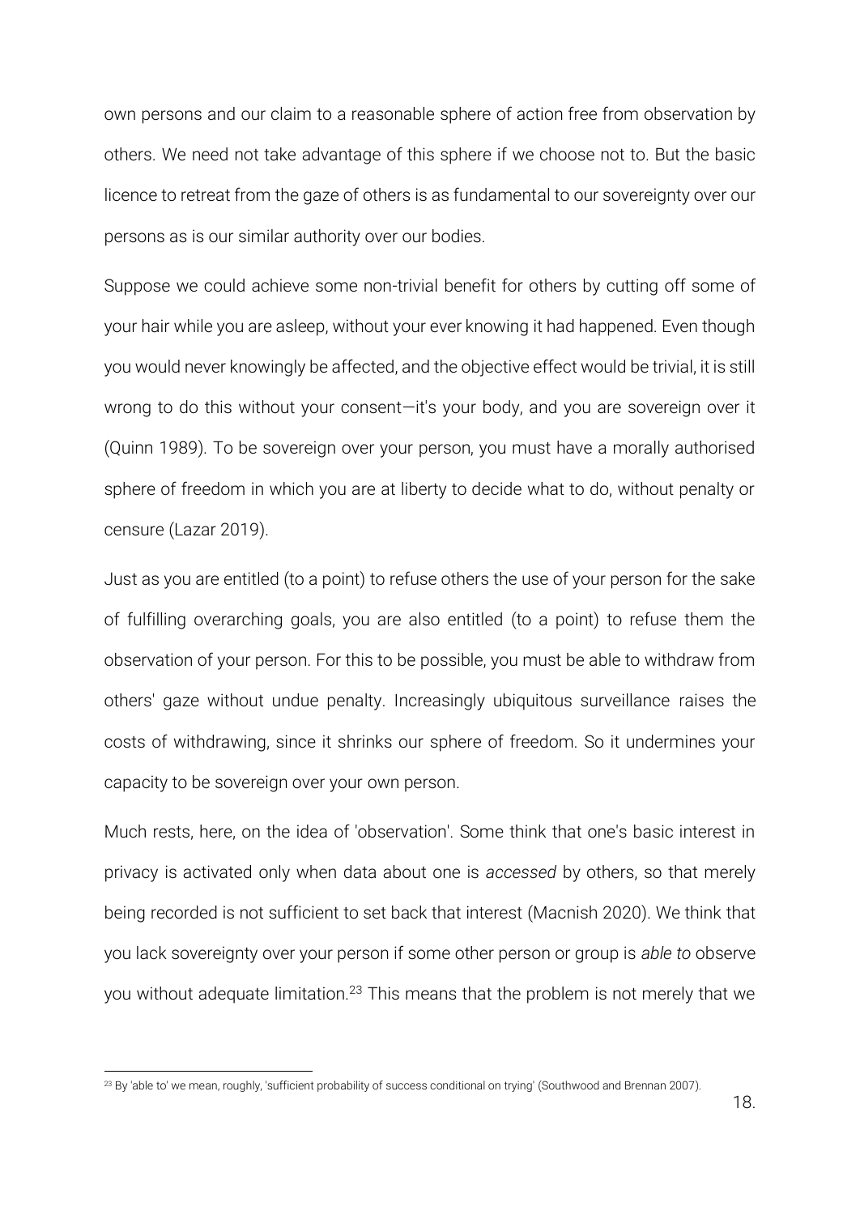own persons and our claim to a reasonable sphere of action free from observation by others. We need not take advantage of this sphere if we choose not to. But the basic licence to retreat from the gaze of others is as fundamental to our sovereignty over our persons as is our similar authority over our bodies.

Suppose we could achieve some non-trivial benefit for others by cutting off some of your hair while you are asleep, without your ever knowing it had happened. Even though you would never knowingly be affected, and the objective effect would be trivial, it is still wrong to do this without your consent—it's your body, and you are sovereign over it (Quinn 1989). To be sovereign over your person, you must have a morally authorised sphere of freedom in which you are at liberty to decide what to do, without penalty or censure (Lazar 2019).

Just as you are entitled (to a point) to refuse others the use of your person for the sake of fulfilling overarching goals, you are also entitled (to a point) to refuse them the observation of your person. For this to be possible, you must be able to withdraw from others' gaze without undue penalty. Increasingly ubiquitous surveillance raises the costs of withdrawing, since it shrinks our sphere of freedom. So it undermines your capacity to be sovereign over your own person.

Much rests, here, on the idea of 'observation'. Some think that one's basic interest in privacy is activated only when data about one is *accessed* by others, so that merely being recorded is not sufficient to set back that interest (Macnish 2020). We think that you lack sovereignty over your person if some other person or group is *able to* observe you without adequate limitation.[23] This means that the problem is not merely that we

[23] By 'able to' we mean, roughly, 'sufficient probability of success conditional on trying' (Southwood and Brennan 2007).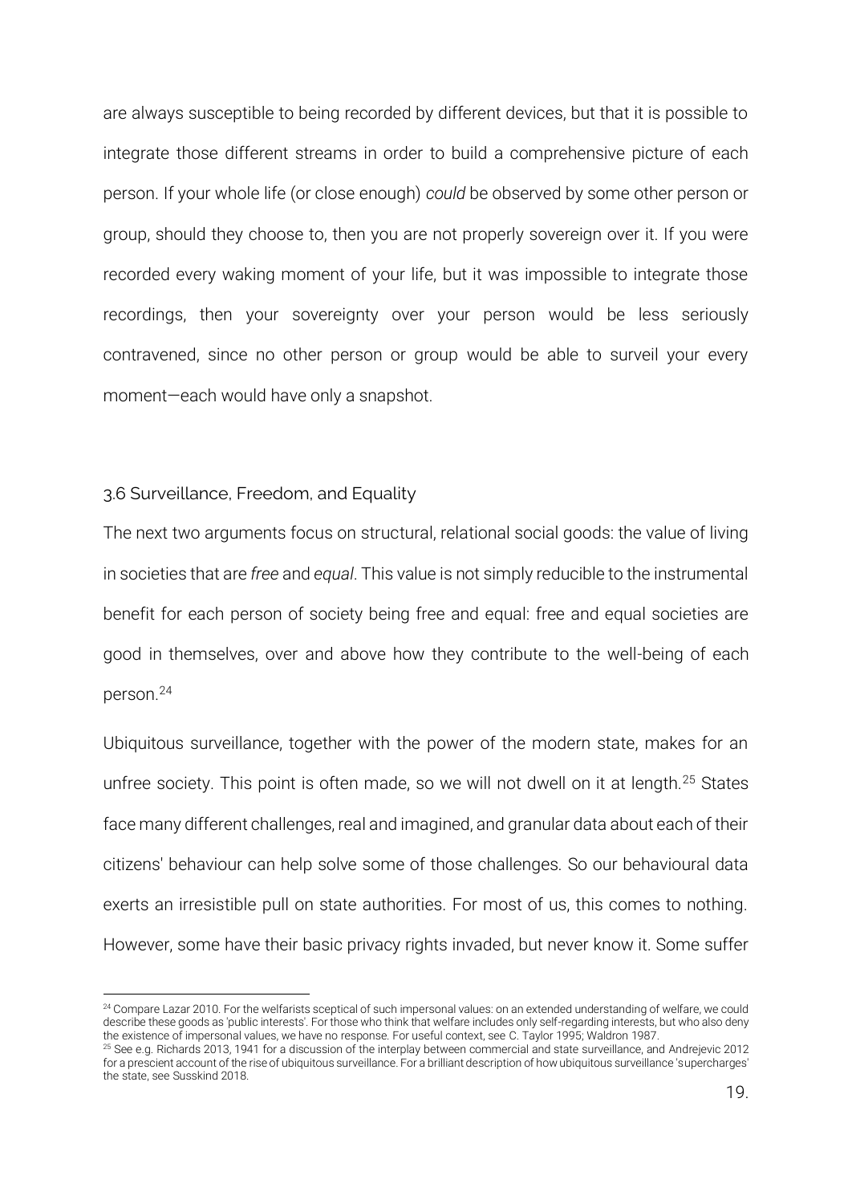are always susceptible to being recorded by different devices, but that it is possible to integrate those different streams in order to build a comprehensive picture of each person. If your whole life (or close enough) *could* be observed by some other person or group, should they choose to, then you are not properly sovereign over it. If you were recorded every waking moment of your life, but it was impossible to integrate those recordings, then your sovereignty over your person would be less seriously contravened, since no other person or group would be able to surveil your every moment—each would have only a snapshot.

### 3.6 Surveillance, Freedom, and Equality

The next two arguments focus on structural, relational social goods: the value of living in societies that are *free* and *equal*. This value is not simply reducible to the instrumental benefit for each person of society being free and equal: free and equal societies are good in themselves, over and above how they contribute to the well-being of each person.[24]

Ubiquitous surveillance, together with the power of the modern state, makes for an unfree society. This point is often made, so we will not dwell on it at length.[25] States face many different challenges, real and imagined, and granular data about each of their citizens' behaviour can help solve some of those challenges. So our behavioural data exerts an irresistible pull on state authorities. For most of us, this comes to nothing. However, some have their basic privacy rights invaded, but never know it. Some suffer

---

[24] Compare Lazar 2010. For the welfarists sceptical of such impersonal values: on an extended understanding of welfare, we could describe these goods as 'public interests'. For those who think that welfare includes only self-regarding interests, but who also deny the existence of impersonal values, we have no response. For useful context, see C. Taylor 1995; Waldron 1987.

[25] See e.g. Richards 2013, 1941 for a discussion of the interplay between commercial and state surveillance, and Andrejevic 2012 for a prescient account of the rise of ubiquitous surveillance. For a brilliant description of how ubiquitous surveillance 'supercharges' the state, see Susskind 2018.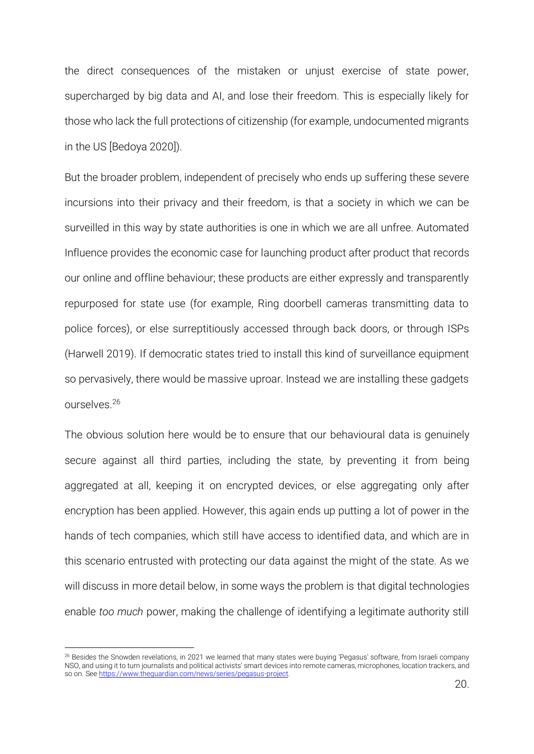the direct consequences of the mistaken or unjust exercise of state power, supercharged by big data and AI, and lose their freedom. This is especially likely for those who lack the full protections of citizenship (for example, undocumented migrants in the US [Bedoya 2020]).

But the broader problem, independent of precisely who ends up suffering these severe incursions into their privacy and their freedom, is that a society in which we can be surveilled in this way by state authorities is one in which we are all unfree. Automated Influence provides the economic case for launching product after product that records our online and offline behaviour; these products are either expressly and transparently repurposed for state use (for example, Ring doorbell cameras transmitting data to police forces), or else surreptitiously accessed through back doors, or through ISPs (Harwell 2019). If democratic states tried to install this kind of surveillance equipment so pervasively, there would be massive uproar. Instead we are installing these gadgets ourselves.[26]

The obvious solution here would be to ensure that our behavioural data is genuinely secure against all third parties, including the state, by preventing it from being aggregated at all, keeping it on encrypted devices, or else aggregating only after encryption has been applied. However, this again ends up putting a lot of power in the hands of tech companies, which still have access to identified data, and which are in this scenario entrusted with protecting our data against the might of the state. As we will discuss in more detail below, in some ways the problem is that digital technologies enable *too much* power, making the challenge of identifying a legitimate authority still

[26] Besides the Snowden revelations, in 2021 we learned that many states were buying 'Pegasus' software, from Israeli company NSO, and using it to turn journalists and political activists' smart devices into remote cameras, microphones, location trackers, and so on. See https://www.theguardian.com/news/series/pegasus-project.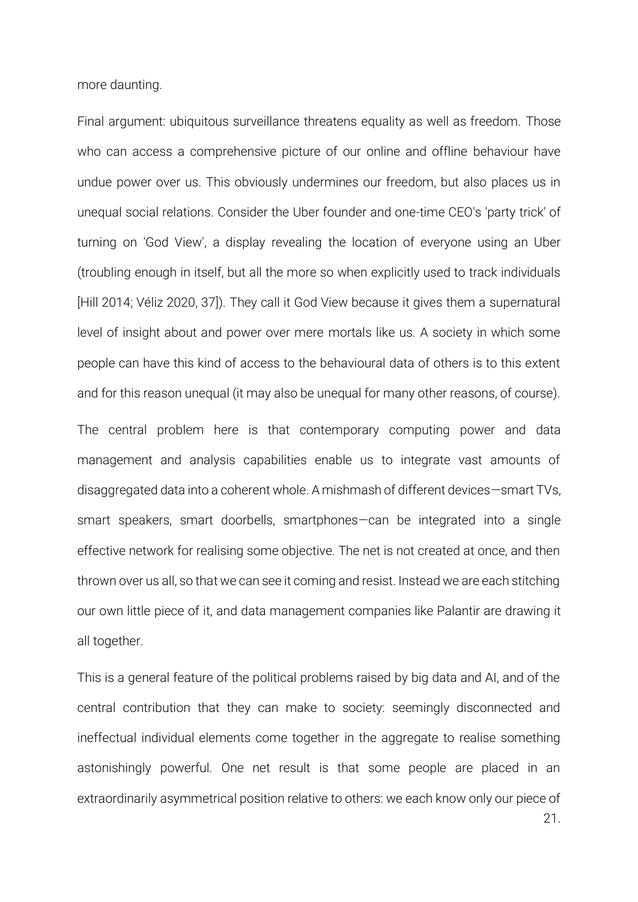more daunting.

Final argument: ubiquitous surveillance threatens equality as well as freedom. Those who can access a comprehensive picture of our online and offline behaviour have undue power over us. This obviously undermines our freedom, but also places us in unequal social relations. Consider the Uber founder and one-time CEO's 'party trick' of turning on 'God View', a display revealing the location of everyone using an Uber (troubling enough in itself, but all the more so when explicitly used to track individuals [Hill 2014; Véliz 2020, 37]). They call it God View because it gives them a supernatural level of insight about and power over mere mortals like us. A society in which some people can have this kind of access to the behavioural data of others is to this extent and for this reason unequal (it may also be unequal for many other reasons, of course).

The central problem here is that contemporary computing power and data management and analysis capabilities enable us to integrate vast amounts of disaggregated data into a coherent whole. A mishmash of different devices—smart TVs, smart speakers, smart doorbells, smartphones—can be integrated into a single effective network for realising some objective. The net is not created at once, and then thrown over us all, so that we can see it coming and resist. Instead we are each stitching our own little piece of it, and data management companies like Palantir are drawing it all together.

This is a general feature of the political problems raised by big data and AI, and of the central contribution that they can make to society: seemingly disconnected and ineffectual individual elements come together in the aggregate to realise something astonishingly powerful. One net result is that some people are placed in an extraordinarily asymmetrical position relative to others: we each know only our piece of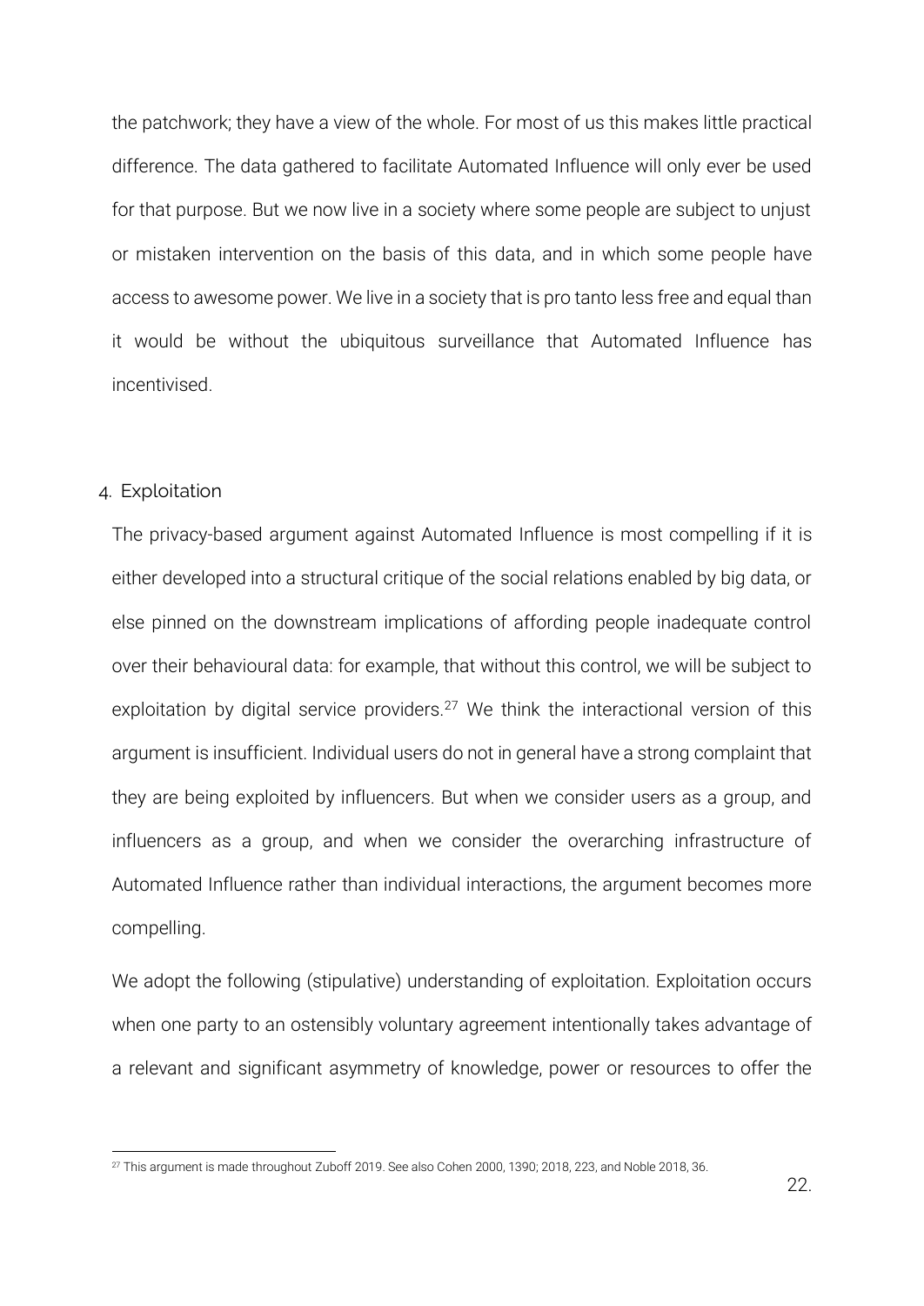the patchwork; they have a view of the whole. For most of us this makes little practical difference. The data gathered to facilitate Automated Influence will only ever be used for that purpose. But we now live in a society where some people are subject to unjust or mistaken intervention on the basis of this data, and in which some people have access to awesome power. We live in a society that is pro tanto less free and equal than it would be without the ubiquitous surveillance that Automated Influence has incentivised.

## 4. Exploitation

The privacy-based argument against Automated Influence is most compelling if it is either developed into a structural critique of the social relations enabled by big data, or else pinned on the downstream implications of affording people inadequate control over their behavioural data: for example, that without this control, we will be subject to exploitation by digital service providers.[27] We think the interactional version of this argument is insufficient. Individual users do not in general have a strong complaint that they are being exploited by influencers. But when we consider users as a group, and influencers as a group, and when we consider the overarching infrastructure of Automated Influence rather than individual interactions, the argument becomes more compelling.

We adopt the following (stipulative) understanding of exploitation. Exploitation occurs when one party to an ostensibly voluntary agreement intentionally takes advantage of a relevant and significant asymmetry of knowledge, power or resources to offer the

[27] This argument is made throughout Zuboff 2019. See also Cohen 2000, 1390; 2018, 223, and Noble 2018, 36.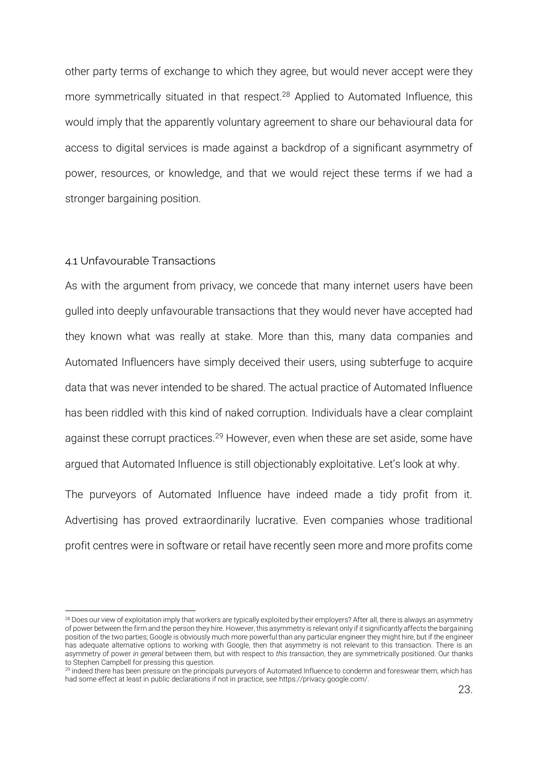other party terms of exchange to which they agree, but would never accept were they more symmetrically situated in that respect.[28] Applied to Automated Influence, this would imply that the apparently voluntary agreement to share our behavioural data for access to digital services is made against a backdrop of a significant asymmetry of power, resources, or knowledge, and that we would reject these terms if we had a stronger bargaining position.

### 4.1 Unfavourable Transactions

As with the argument from privacy, we concede that many internet users have been gulled into deeply unfavourable transactions that they would never have accepted had they known what was really at stake. More than this, many data companies and Automated Influencers have simply deceived their users, using subterfuge to acquire data that was never intended to be shared. The actual practice of Automated Influence has been riddled with this kind of naked corruption. Individuals have a clear complaint against these corrupt practices.[29] However, even when these are set aside, some have argued that Automated Influence is still objectionably exploitative. Let's look at why.

The purveyors of Automated Influence have indeed made a tidy profit from it. Advertising has proved extraordinarily lucrative. Even companies whose traditional profit centres were in software or retail have recently seen more and more profits come

---

[28] Does our view of exploitation imply that workers are typically exploited by their employers? After all, there is always an asymmetry of power between the firm and the person they hire. However, this asymmetry is relevant only if it significantly affects the bargaining position of the two parties; Google is obviously much more powerful than any particular engineer they might hire, but if the engineer has adequate alternative options to working with Google, then that asymmetry is not relevant to this transaction. There is an asymmetry of power *in general* between them, but with respect to *this transaction*, they are symmetrically positioned. Our thanks to Stephen Campbell for pressing this question.

[29] indeed there has been pressure on the principals purveyors of Automated Influence to condemn and foreswear them, which has had some effect at least in public declarations if not in practice, see https://privacy.google.com/.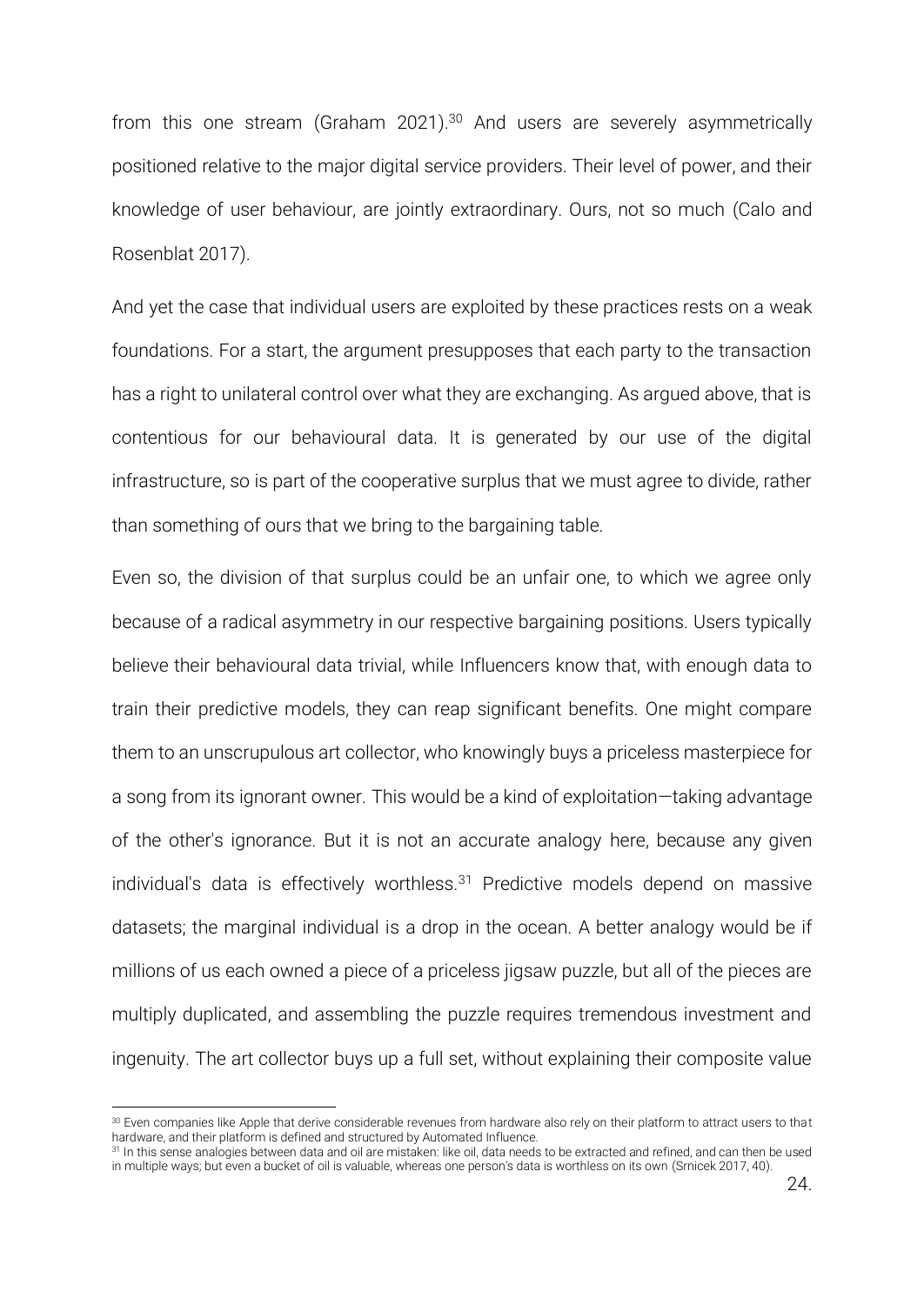from this one stream (Graham 2021).[30] And users are severely asymmetrically positioned relative to the major digital service providers. Their level of power, and their knowledge of user behaviour, are jointly extraordinary. Ours, not so much (Calo and Rosenblat 2017).

And yet the case that individual users are exploited by these practices rests on a weak foundations. For a start, the argument presupposes that each party to the transaction has a right to unilateral control over what they are exchanging. As argued above, that is contentious for our behavioural data. It is generated by our use of the digital infrastructure, so is part of the cooperative surplus that we must agree to divide, rather than something of ours that we bring to the bargaining table.

Even so, the division of that surplus could be an unfair one, to which we agree only because of a radical asymmetry in our respective bargaining positions. Users typically believe their behavioural data trivial, while Influencers know that, with enough data to train their predictive models, they can reap significant benefits. One might compare them to an unscrupulous art collector, who knowingly buys a priceless masterpiece for a song from its ignorant owner. This would be a kind of exploitation—taking advantage of the other's ignorance. But it is not an accurate analogy here, because any given individual's data is effectively worthless.[31] Predictive models depend on massive datasets; the marginal individual is a drop in the ocean. A better analogy would be if millions of us each owned a piece of a priceless jigsaw puzzle, but all of the pieces are multiply duplicated, and assembling the puzzle requires tremendous investment and ingenuity. The art collector buys up a full set, without explaining their composite value

---

[30] Even companies like Apple that derive considerable revenues from hardware also rely on their platform to attract users to that hardware, and their platform is defined and structured by Automated Influence.

[31] In this sense analogies between data and oil are mistaken: like oil, data needs to be extracted and refined, and can then be used in multiple ways; but even a bucket of oil is valuable, whereas one person's data is worthless on its own (Srnicek 2017, 40).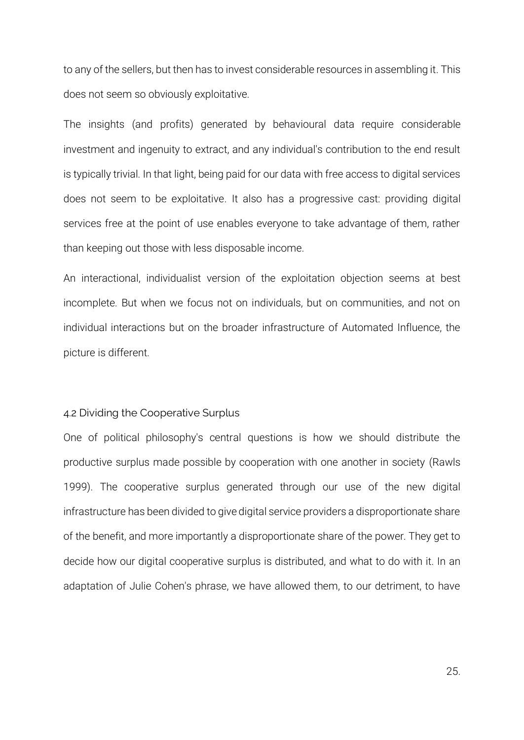to any of the sellers, but then has to invest considerable resources in assembling it. This does not seem so obviously exploitative.

The insights (and profits) generated by behavioural data require considerable investment and ingenuity to extract, and any individual's contribution to the end result is typically trivial. In that light, being paid for our data with free access to digital services does not seem to be exploitative. It also has a progressive cast: providing digital services free at the point of use enables everyone to take advantage of them, rather than keeping out those with less disposable income.

An interactional, individualist version of the exploitation objection seems at best incomplete. But when we focus not on individuals, but on communities, and not on individual interactions but on the broader infrastructure of Automated Influence, the picture is different.

### 4.2 Dividing the Cooperative Surplus

One of political philosophy's central questions is how we should distribute the productive surplus made possible by cooperation with one another in society (Rawls 1999). The cooperative surplus generated through our use of the new digital infrastructure has been divided to give digital service providers a disproportionate share of the benefit, and more importantly a disproportionate share of the power. They get to decide how our digital cooperative surplus is distributed, and what to do with it. In an adaptation of Julie Cohen's phrase, we have allowed them, to our detriment, to have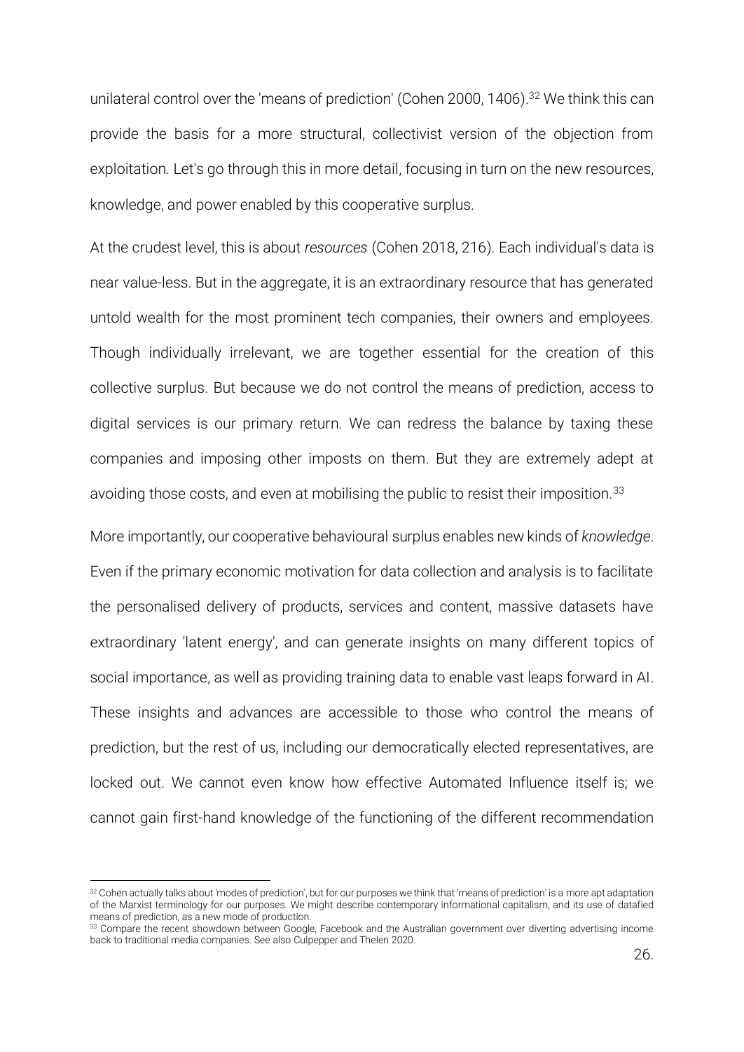unilateral control over the 'means of prediction' (Cohen 2000, 1406).[32] We think this can provide the basis for a more structural, collectivist version of the objection from exploitation. Let's go through this in more detail, focusing in turn on the new resources, knowledge, and power enabled by this cooperative surplus.

At the crudest level, this is about *resources* (Cohen 2018, 216). Each individual's data is near value-less. But in the aggregate, it is an extraordinary resource that has generated untold wealth for the most prominent tech companies, their owners and employees. Though individually irrelevant, we are together essential for the creation of this collective surplus. But because we do not control the means of prediction, access to digital services is our primary return. We can redress the balance by taxing these companies and imposing other imposts on them. But they are extremely adept at avoiding those costs, and even at mobilising the public to resist their imposition.[33]

More importantly, our cooperative behavioural surplus enables new kinds of *knowledge*. Even if the primary economic motivation for data collection and analysis is to facilitate the personalised delivery of products, services and content, massive datasets have extraordinary 'latent energy', and can generate insights on many different topics of social importance, as well as providing training data to enable vast leaps forward in AI. These insights and advances are accessible to those who control the means of prediction, but the rest of us, including our democratically elected representatives, are locked out. We cannot even know how effective Automated Influence itself is; we cannot gain first-hand knowledge of the functioning of the different recommendation

[32] Cohen actually talks about 'modes of prediction', but for our purposes we think that 'means of prediction' is a more apt adaptation of the Marxist terminology for our purposes. We might describe contemporary informational capitalism, and its use of datafied means of prediction, as a new mode of production.

[33] Compare the recent showdown between Google, Facebook and the Australian government over diverting advertising income back to traditional media companies. See also Culpepper and Thelen 2020.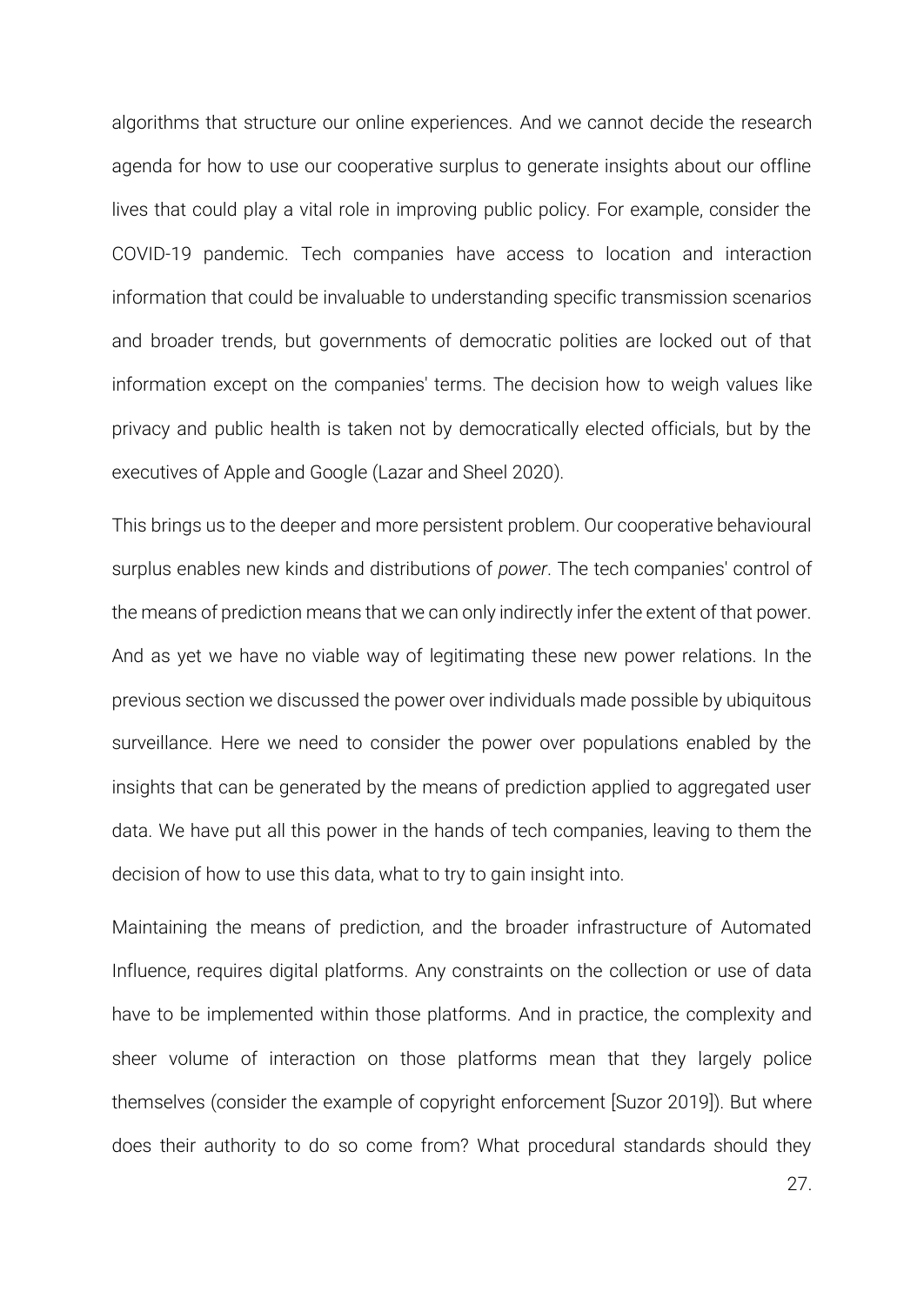algorithms that structure our online experiences. And we cannot decide the research agenda for how to use our cooperative surplus to generate insights about our offline lives that could play a vital role in improving public policy. For example, consider the COVID-19 pandemic. Tech companies have access to location and interaction information that could be invaluable to understanding specific transmission scenarios and broader trends, but governments of democratic polities are locked out of that information except on the companies' terms. The decision how to weigh values like privacy and public health is taken not by democratically elected officials, but by the executives of Apple and Google (Lazar and Sheel 2020).

This brings us to the deeper and more persistent problem. Our cooperative behavioural surplus enables new kinds and distributions of *power*. The tech companies' control of the means of prediction means that we can only indirectly infer the extent of that power. And as yet we have no viable way of legitimating these new power relations. In the previous section we discussed the power over individuals made possible by ubiquitous surveillance. Here we need to consider the power over populations enabled by the insights that can be generated by the means of prediction applied to aggregated user data. We have put all this power in the hands of tech companies, leaving to them the decision of how to use this data, what to try to gain insight into.

Maintaining the means of prediction, and the broader infrastructure of Automated Influence, requires digital platforms. Any constraints on the collection or use of data have to be implemented within those platforms. And in practice, the complexity and sheer volume of interaction on those platforms mean that they largely police themselves (consider the example of copyright enforcement [Suzor 2019]). But where does their authority to do so come from? What procedural standards should they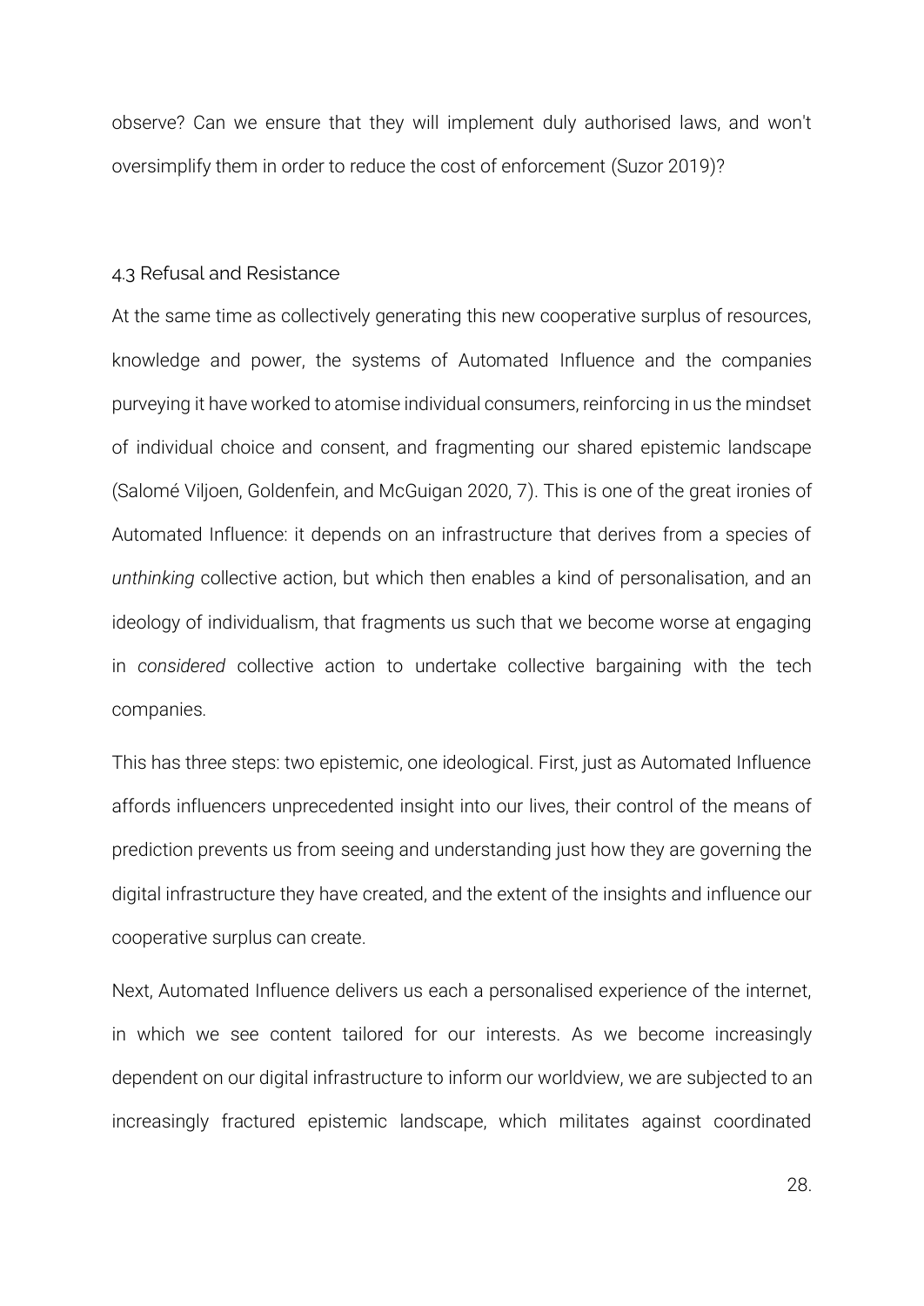observe? Can we ensure that they will implement duly authorised laws, and won't oversimplify them in order to reduce the cost of enforcement (Suzor 2019)?

### 4.3 Refusal and Resistance

At the same time as collectively generating this new cooperative surplus of resources, knowledge and power, the systems of Automated Influence and the companies purveying it have worked to atomise individual consumers, reinforcing in us the mindset of individual choice and consent, and fragmenting our shared epistemic landscape (Salomé Viljoen, Goldenfein, and McGuigan 2020, 7). This is one of the great ironies of Automated Influence: it depends on an infrastructure that derives from a species of *unthinking* collective action, but which then enables a kind of personalisation, and an ideology of individualism, that fragments us such that we become worse at engaging in *considered* collective action to undertake collective bargaining with the tech companies.

This has three steps: two epistemic, one ideological. First, just as Automated Influence affords influencers unprecedented insight into our lives, their control of the means of prediction prevents us from seeing and understanding just how they are governing the digital infrastructure they have created, and the extent of the insights and influence our cooperative surplus can create.

Next, Automated Influence delivers us each a personalised experience of the internet, in which we see content tailored for our interests. As we become increasingly dependent on our digital infrastructure to inform our worldview, we are subjected to an increasingly fractured epistemic landscape, which militates against coordinated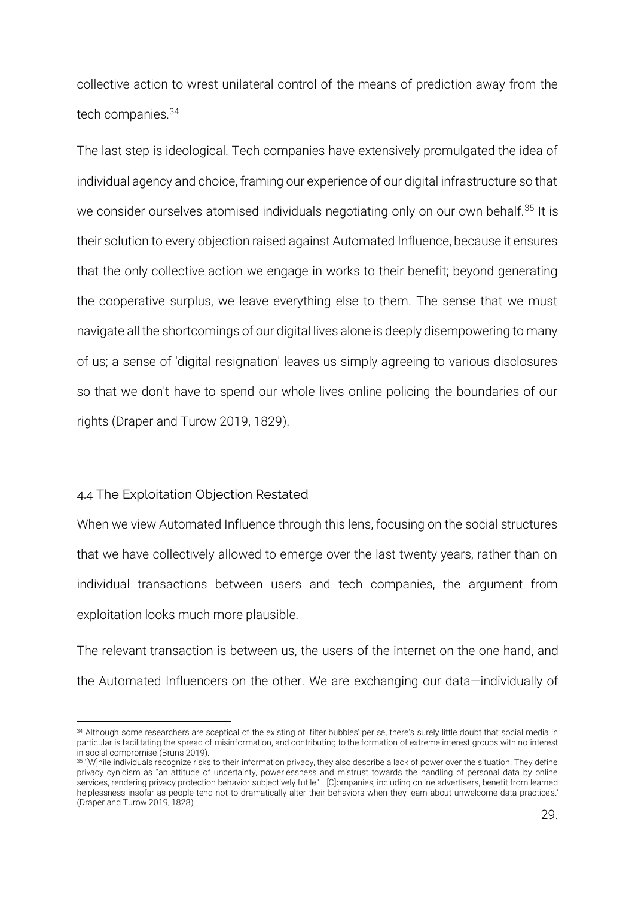collective action to wrest unilateral control of the means of prediction away from the tech companies.[34]

The last step is ideological. Tech companies have extensively promulgated the idea of individual agency and choice, framing our experience of our digital infrastructure so that we consider ourselves atomised individuals negotiating only on our own behalf.[35] It is their solution to every objection raised against Automated Influence, because it ensures that the only collective action we engage in works to their benefit; beyond generating the cooperative surplus, we leave everything else to them. The sense that we must navigate all the shortcomings of our digital lives alone is deeply disempowering to many of us; a sense of 'digital resignation' leaves us simply agreeing to various disclosures so that we don't have to spend our whole lives online policing the boundaries of our rights (Draper and Turow 2019, 1829).

### 4.4 The Exploitation Objection Restated

When we view Automated Influence through this lens, focusing on the social structures that we have collectively allowed to emerge over the last twenty years, rather than on individual transactions between users and tech companies, the argument from exploitation looks much more plausible.

The relevant transaction is between us, the users of the internet on the one hand, and the Automated Influencers on the other. We are exchanging our data—individually of

---

[34] Although some researchers are sceptical of the existing of 'filter bubbles' per se, there's surely little doubt that social media in particular is facilitating the spread of misinformation, and contributing to the formation of extreme interest groups with no interest in social compromise (Bruns 2019).

[35] '[W]hile individuals recognize risks to their information privacy, they also describe a lack of power over the situation. They define privacy cynicism as "an attitude of uncertainty, powerlessness and mistrust towards the handling of personal data by online services, rendering privacy protection behavior subjectively futile"… [C]ompanies, including online advertisers, benefit from learned helplessness insofar as people tend not to dramatically alter their behaviors when they learn about unwelcome data practices.' (Draper and Turow 2019, 1828).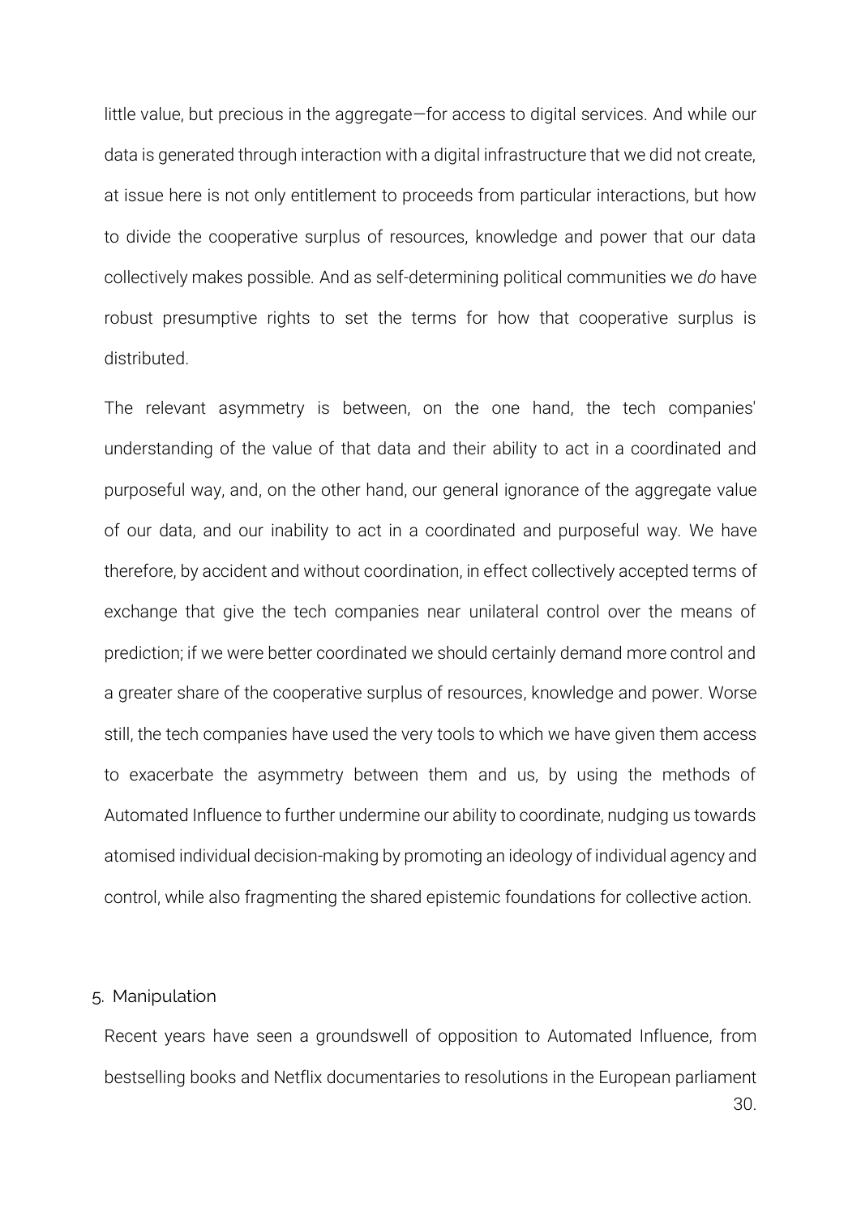little value, but precious in the aggregate—for access to digital services. And while our data is generated through interaction with a digital infrastructure that we did not create, at issue here is not only entitlement to proceeds from particular interactions, but how to divide the cooperative surplus of resources, knowledge and power that our data collectively makes possible. And as self-determining political communities we *do* have robust presumptive rights to set the terms for how that cooperative surplus is distributed.

The relevant asymmetry is between, on the one hand, the tech companies' understanding of the value of that data and their ability to act in a coordinated and purposeful way, and, on the other hand, our general ignorance of the aggregate value of our data, and our inability to act in a coordinated and purposeful way. We have therefore, by accident and without coordination, in effect collectively accepted terms of exchange that give the tech companies near unilateral control over the means of prediction; if we were better coordinated we should certainly demand more control and a greater share of the cooperative surplus of resources, knowledge and power. Worse still, the tech companies have used the very tools to which we have given them access to exacerbate the asymmetry between them and us, by using the methods of Automated Influence to further undermine our ability to coordinate, nudging us towards atomised individual decision-making by promoting an ideology of individual agency and control, while also fragmenting the shared epistemic foundations for collective action.

## 5. Manipulation

Recent years have seen a groundswell of opposition to Automated Influence, from bestselling books and Netflix documentaries to resolutions in the European parliament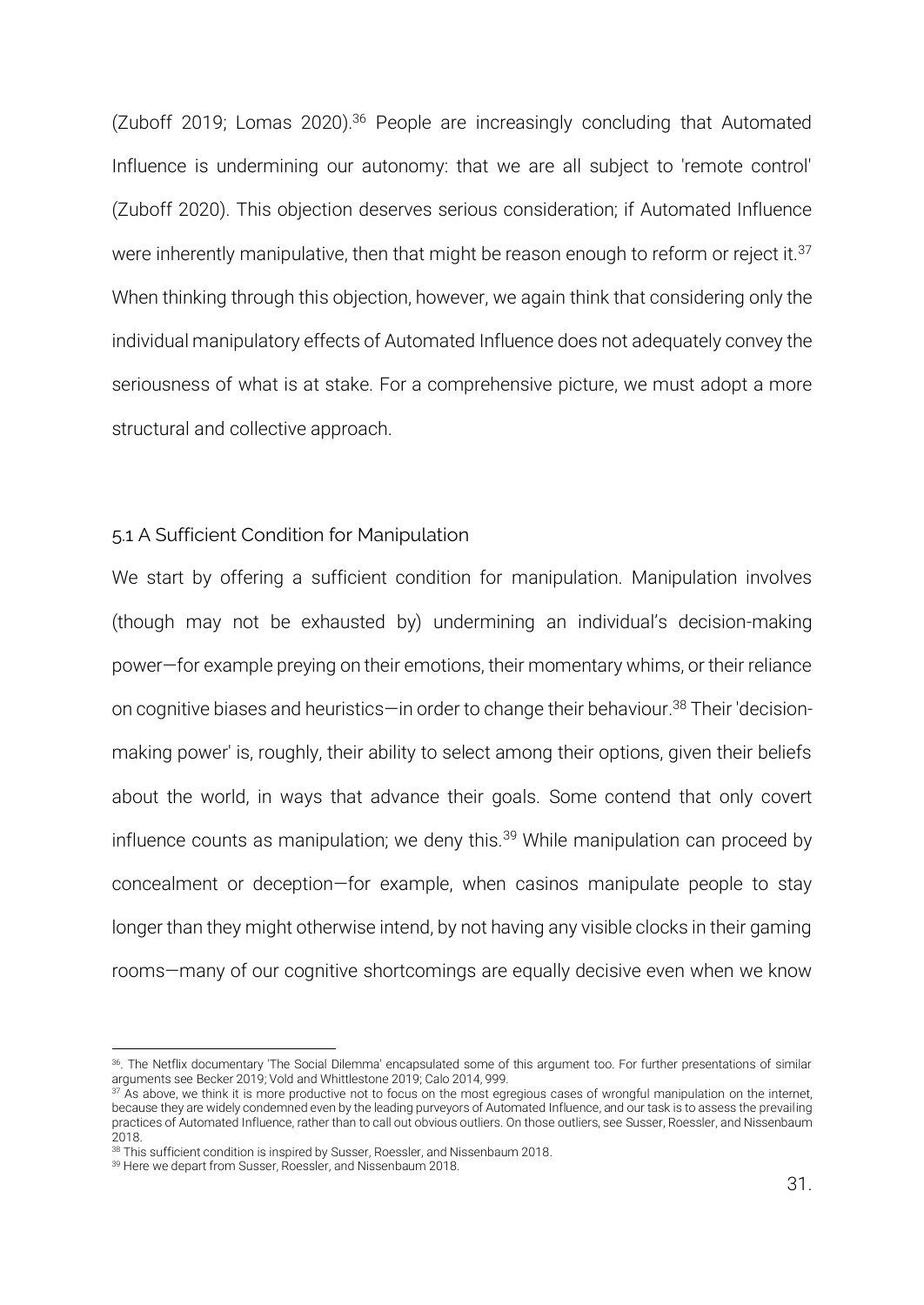(Zuboff 2019; Lomas 2020).[36] People are increasingly concluding that Automated Influence is undermining our autonomy: that we are all subject to 'remote control' (Zuboff 2020). This objection deserves serious consideration; if Automated Influence were inherently manipulative, then that might be reason enough to reform or reject it.[37] When thinking through this objection, however, we again think that considering only the individual manipulatory effects of Automated Influence does not adequately convey the seriousness of what is at stake. For a comprehensive picture, we must adopt a more structural and collective approach.

### 5.1 A Sufficient Condition for Manipulation

We start by offering a sufficient condition for manipulation. Manipulation involves (though may not be exhausted by) undermining an individual's decision-making power—for example preying on their emotions, their momentary whims, or their reliance on cognitive biases and heuristics—in order to change their behaviour.[38] Their 'decision-making power' is, roughly, their ability to select among their options, given their beliefs about the world, in ways that advance their goals. Some contend that only covert influence counts as manipulation; we deny this.[39] While manipulation can proceed by concealment or deception—for example, when casinos manipulate people to stay longer than they might otherwise intend, by not having any visible clocks in their gaming rooms—many of our cognitive shortcomings are equally decisive even when we know

---

[36]. The Netflix documentary 'The Social Dilemma' encapsulated some of this argument too. For further presentations of similar arguments see Becker 2019; Vold and Whittlestone 2019; Calo 2014, 999.

[37] As above, we think it is more productive not to focus on the most egregious cases of wrongful manipulation on the internet, because they are widely condemned even by the leading purveyors of Automated Influence, and our task is to assess the prevailing practices of Automated Influence, rather than to call out obvious outliers. On those outliers, see Susser, Roessler, and Nissenbaum 2018.

[38] This sufficient condition is inspired by Susser, Roessler, and Nissenbaum 2018.

[39] Here we depart from Susser, Roessler, and Nissenbaum 2018.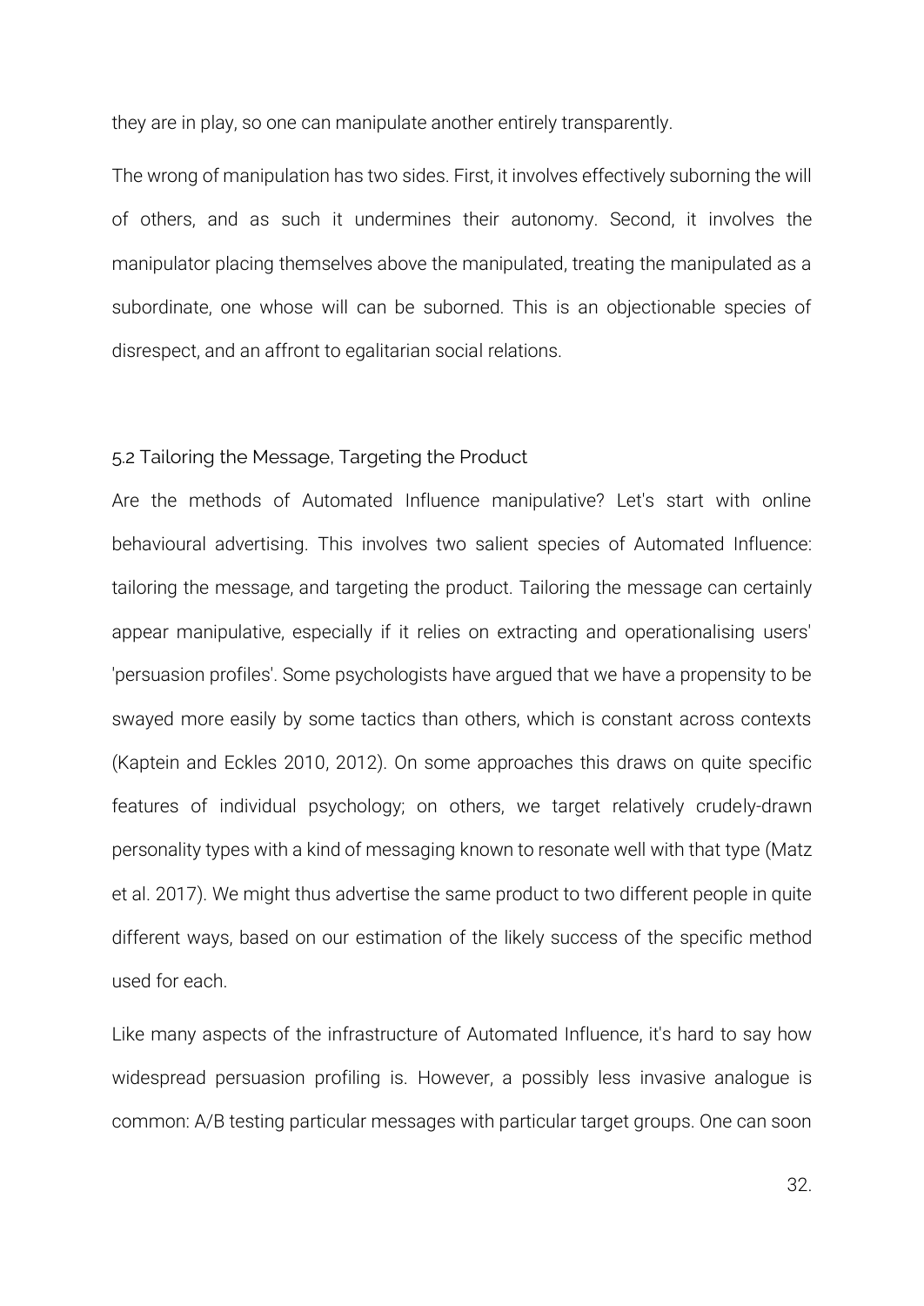they are in play, so one can manipulate another entirely transparently.

The wrong of manipulation has two sides. First, it involves effectively suborning the will of others, and as such it undermines their autonomy. Second, it involves the manipulator placing themselves above the manipulated, treating the manipulated as a subordinate, one whose will can be suborned. This is an objectionable species of disrespect, and an affront to egalitarian social relations.

### 5.2 Tailoring the Message, Targeting the Product

Are the methods of Automated Influence manipulative? Let's start with online behavioural advertising. This involves two salient species of Automated Influence: tailoring the message, and targeting the product. Tailoring the message can certainly appear manipulative, especially if it relies on extracting and operationalising users' 'persuasion profiles'. Some psychologists have argued that we have a propensity to be swayed more easily by some tactics than others, which is constant across contexts (Kaptein and Eckles 2010, 2012). On some approaches this draws on quite specific features of individual psychology; on others, we target relatively crudely-drawn personality types with a kind of messaging known to resonate well with that type (Matz et al. 2017). We might thus advertise the same product to two different people in quite different ways, based on our estimation of the likely success of the specific method used for each.

Like many aspects of the infrastructure of Automated Influence, it's hard to say how widespread persuasion profiling is. However, a possibly less invasive analogue is common: A/B testing particular messages with particular target groups. One can soon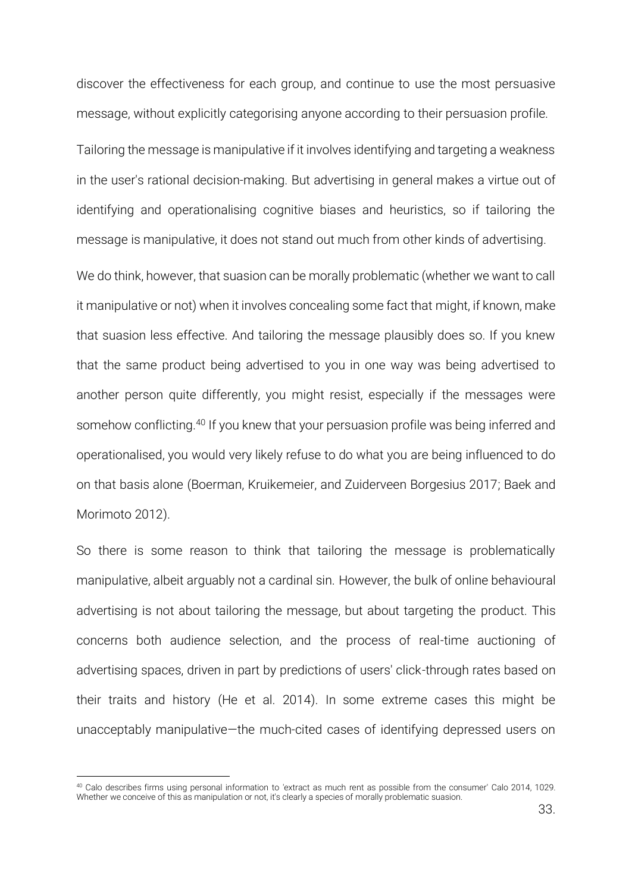discover the effectiveness for each group, and continue to use the most persuasive message, without explicitly categorising anyone according to their persuasion profile.

Tailoring the message is manipulative if it involves identifying and targeting a weakness in the user's rational decision-making. But advertising in general makes a virtue out of identifying and operationalising cognitive biases and heuristics, so if tailoring the message is manipulative, it does not stand out much from other kinds of advertising.

We do think, however, that suasion can be morally problematic (whether we want to call it manipulative or not) when it involves concealing some fact that might, if known, make that suasion less effective. And tailoring the message plausibly does so. If you knew that the same product being advertised to you in one way was being advertised to another person quite differently, you might resist, especially if the messages were somehow conflicting.[40] If you knew that your persuasion profile was being inferred and operationalised, you would very likely refuse to do what you are being influenced to do on that basis alone (Boerman, Kruikemeier, and Zuiderveen Borgesius 2017; Baek and Morimoto 2012).

So there is some reason to think that tailoring the message is problematically manipulative, albeit arguably not a cardinal sin. However, the bulk of online behavioural advertising is not about tailoring the message, but about targeting the product. This concerns both audience selection, and the process of real-time auctioning of advertising spaces, driven in part by predictions of users' click-through rates based on their traits and history (He et al. 2014). In some extreme cases this might be unacceptably manipulative—the much-cited cases of identifying depressed users on

[40] Calo describes firms using personal information to 'extract as much rent as possible from the consumer' Calo 2014, 1029. Whether we conceive of this as manipulation or not, it's clearly a species of morally problematic suasion.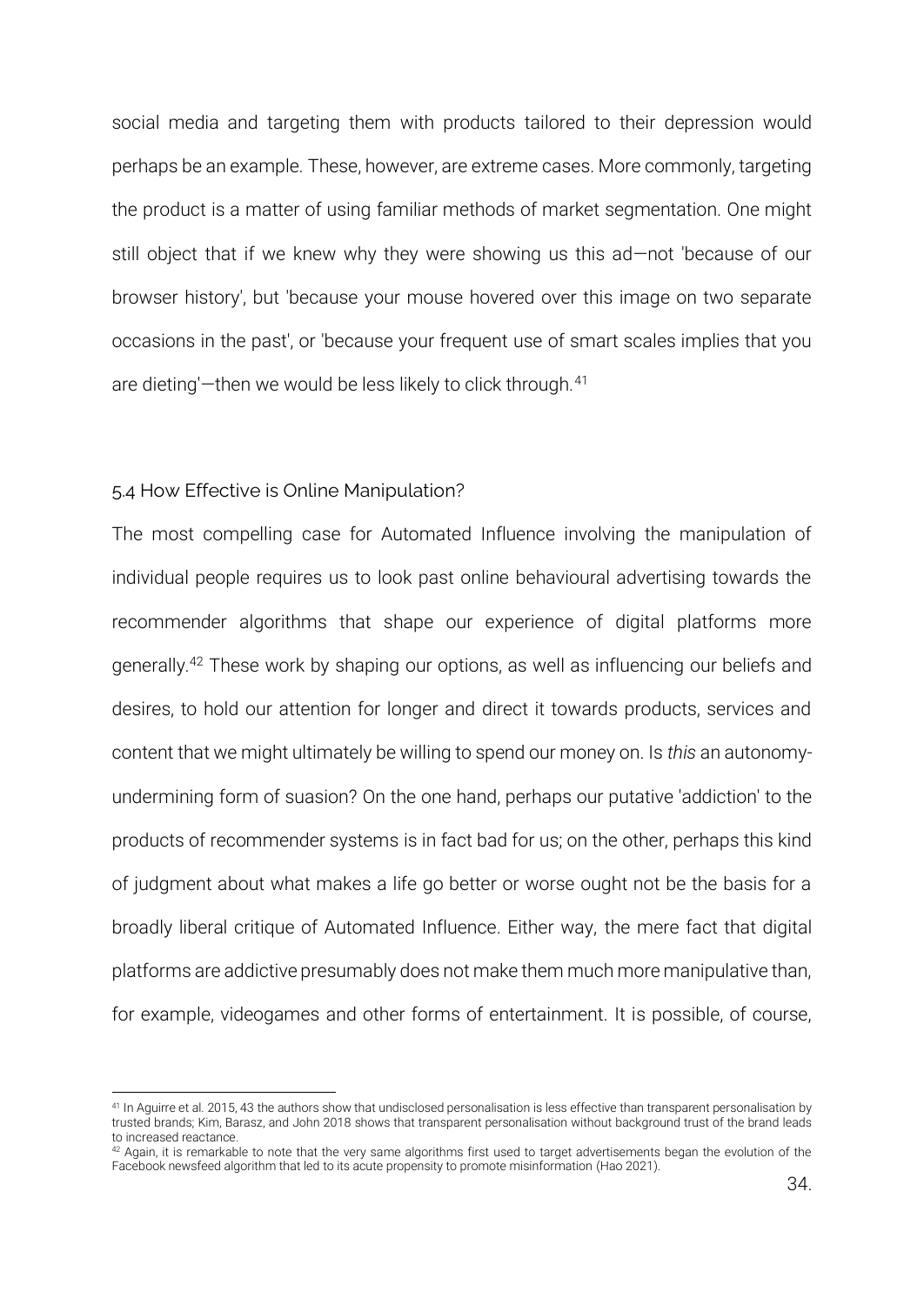social media and targeting them with products tailored to their depression would perhaps be an example. These, however, are extreme cases. More commonly, targeting the product is a matter of using familiar methods of market segmentation. One might still object that if we knew why they were showing us this ad—not 'because of our browser history', but 'because your mouse hovered over this image on two separate occasions in the past', or 'because your frequent use of smart scales implies that you are dieting'—then we would be less likely to click through.[41]

### 5.4 How Effective is Online Manipulation?

The most compelling case for Automated Influence involving the manipulation of individual people requires us to look past online behavioural advertising towards the recommender algorithms that shape our experience of digital platforms more generally.[42] These work by shaping our options, as well as influencing our beliefs and desires, to hold our attention for longer and direct it towards products, services and content that we might ultimately be willing to spend our money on. Is *this* an autonomy-undermining form of suasion? On the one hand, perhaps our putative 'addiction' to the products of recommender systems is in fact bad for us; on the other, perhaps this kind of judgment about what makes a life go better or worse ought not be the basis for a broadly liberal critique of Automated Influence. Either way, the mere fact that digital platforms are addictive presumably does not make them much more manipulative than, for example, videogames and other forms of entertainment. It is possible, of course,

---

[41] In Aguirre et al. 2015, 43 the authors show that undisclosed personalisation is less effective than transparent personalisation by trusted brands; Kim, Barasz, and John 2018 shows that transparent personalisation without background trust of the brand leads to increased reactance.

[42] Again, it is remarkable to note that the very same algorithms first used to target advertisements began the evolution of the Facebook newsfeed algorithm that led to its acute propensity to promote misinformation (Hao 2021).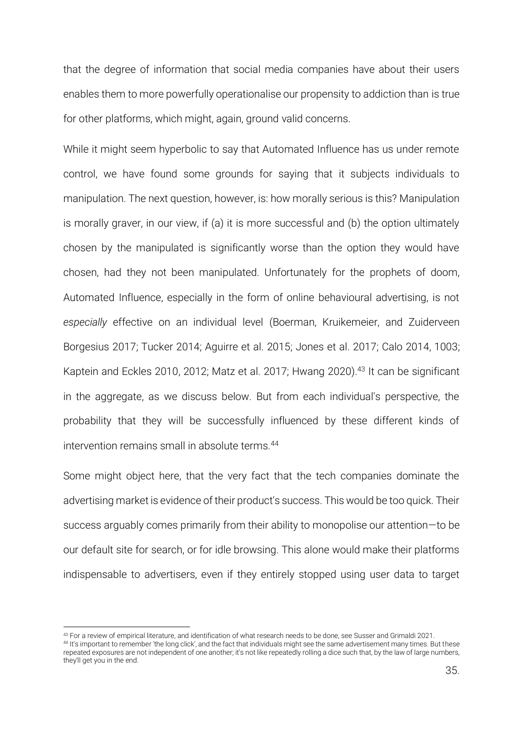that the degree of information that social media companies have about their users enables them to more powerfully operationalise our propensity to addiction than is true for other platforms, which might, again, ground valid concerns.

While it might seem hyperbolic to say that Automated Influence has us under remote control, we have found some grounds for saying that it subjects individuals to manipulation. The next question, however, is: how morally serious is this? Manipulation is morally graver, in our view, if (a) it is more successful and (b) the option ultimately chosen by the manipulated is significantly worse than the option they would have chosen, had they not been manipulated. Unfortunately for the prophets of doom, Automated Influence, especially in the form of online behavioural advertising, is not *especially* effective on an individual level (Boerman, Kruikemeier, and Zuiderveen Borgesius 2017; Tucker 2014; Aguirre et al. 2015; Jones et al. 2017; Calo 2014, 1003; Kaptein and Eckles 2010, 2012; Matz et al. 2017; Hwang 2020).[43] It can be significant in the aggregate, as we discuss below. But from each individual's perspective, the probability that they will be successfully influenced by these different kinds of intervention remains small in absolute terms.[44]

Some might object here, that the very fact that the tech companies dominate the advertising market is evidence of their product's success. This would be too quick. Their success arguably comes primarily from their ability to monopolise our attention—to be our default site for search, or for idle browsing. This alone would make their platforms indispensable to advertisers, even if they entirely stopped using user data to target

---

[43] For a review of empirical literature, and identification of what research needs to be done, see Susser and Grimaldi 2021.

[44] It's important to remember 'the long click', and the fact that individuals might see the same advertisement many times. But these repeated exposures are not independent of one another; it's not like repeatedly rolling a dice such that, by the law of large numbers, they'll get you in the end.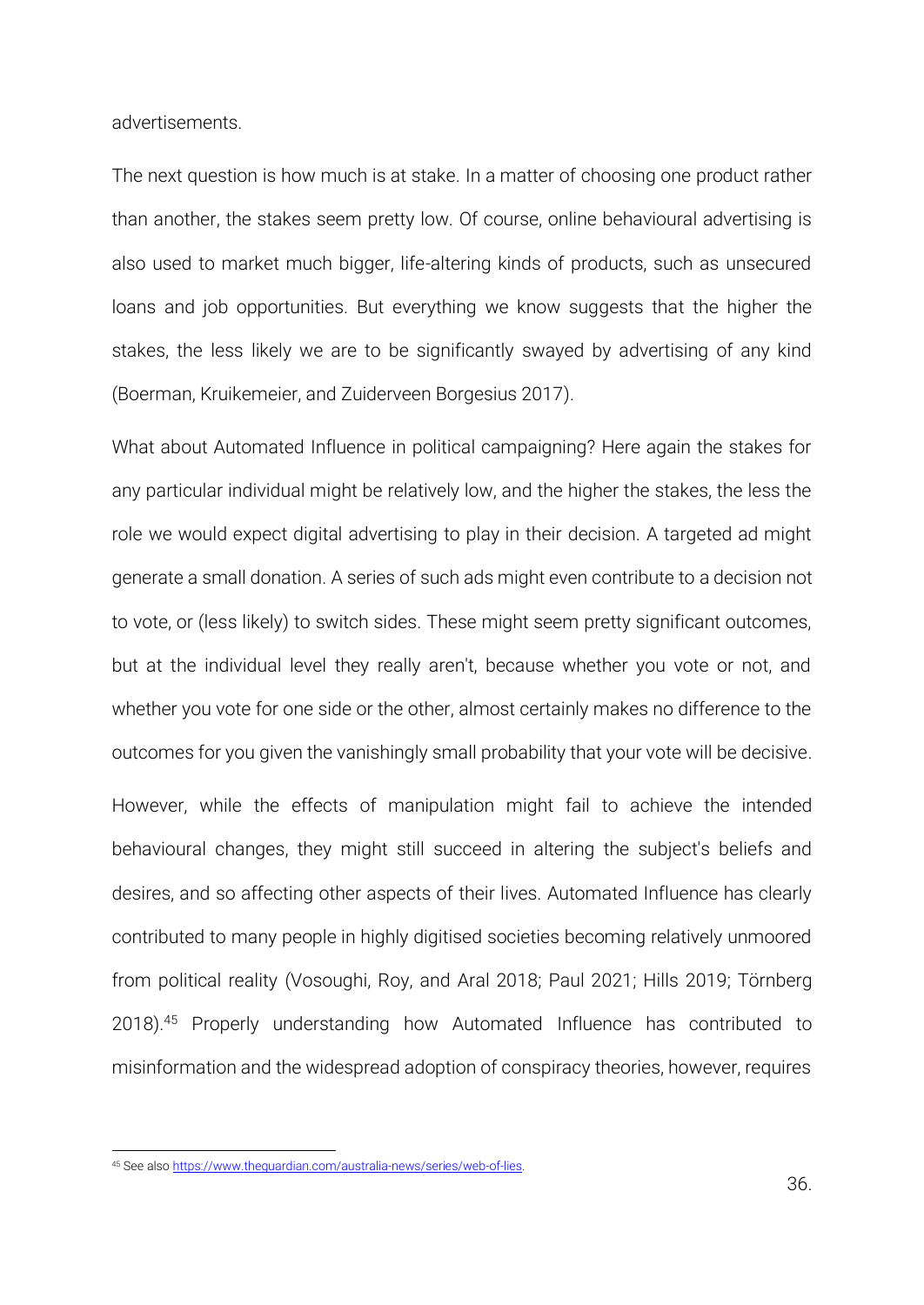advertisements.

The next question is how much is at stake. In a matter of choosing one product rather than another, the stakes seem pretty low. Of course, online behavioural advertising is also used to market much bigger, life-altering kinds of products, such as unsecured loans and job opportunities. But everything we know suggests that the higher the stakes, the less likely we are to be significantly swayed by advertising of any kind (Boerman, Kruikemeier, and Zuiderveen Borgesius 2017).

What about Automated Influence in political campaigning? Here again the stakes for any particular individual might be relatively low, and the higher the stakes, the less the role we would expect digital advertising to play in their decision. A targeted ad might generate a small donation. A series of such ads might even contribute to a decision not to vote, or (less likely) to switch sides. These might seem pretty significant outcomes, but at the individual level they really aren't, because whether you vote or not, and whether you vote for one side or the other, almost certainly makes no difference to the outcomes for you given the vanishingly small probability that your vote will be decisive.

However, while the effects of manipulation might fail to achieve the intended behavioural changes, they might still succeed in altering the subject's beliefs and desires, and so affecting other aspects of their lives. Automated Influence has clearly contributed to many people in highly digitised societies becoming relatively unmoored from political reality (Vosoughi, Roy, and Aral 2018; Paul 2021; Hills 2019; Törnberg 2018).[45] Properly understanding how Automated Influence has contributed to misinformation and the widespread adoption of conspiracy theories, however, requires

[45] See also https://www.theguardian.com/australia-news/series/web-of-lies.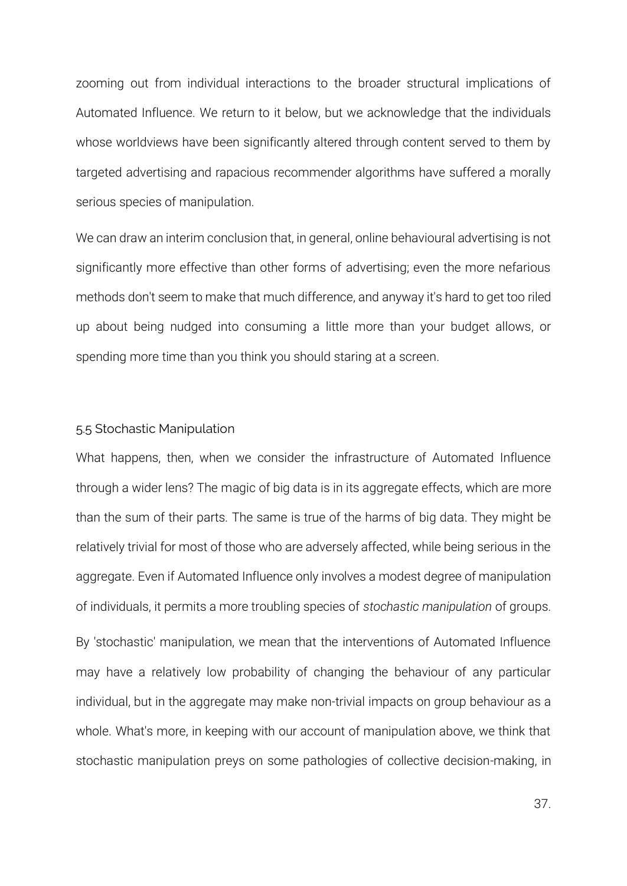zooming out from individual interactions to the broader structural implications of Automated Influence. We return to it below, but we acknowledge that the individuals whose worldviews have been significantly altered through content served to them by targeted advertising and rapacious recommender algorithms have suffered a morally serious species of manipulation.

We can draw an interim conclusion that, in general, online behavioural advertising is not significantly more effective than other forms of advertising; even the more nefarious methods don't seem to make that much difference, and anyway it's hard to get too riled up about being nudged into consuming a little more than your budget allows, or spending more time than you think you should staring at a screen.

### 5.5 Stochastic Manipulation

What happens, then, when we consider the infrastructure of Automated Influence through a wider lens? The magic of big data is in its aggregate effects, which are more than the sum of their parts. The same is true of the harms of big data. They might be relatively trivial for most of those who are adversely affected, while being serious in the aggregate. Even if Automated Influence only involves a modest degree of manipulation of individuals, it permits a more troubling species of *stochastic manipulation* of groups.

By 'stochastic' manipulation, we mean that the interventions of Automated Influence may have a relatively low probability of changing the behaviour of any particular individual, but in the aggregate may make non-trivial impacts on group behaviour as a whole. What's more, in keeping with our account of manipulation above, we think that stochastic manipulation preys on some pathologies of collective decision-making, in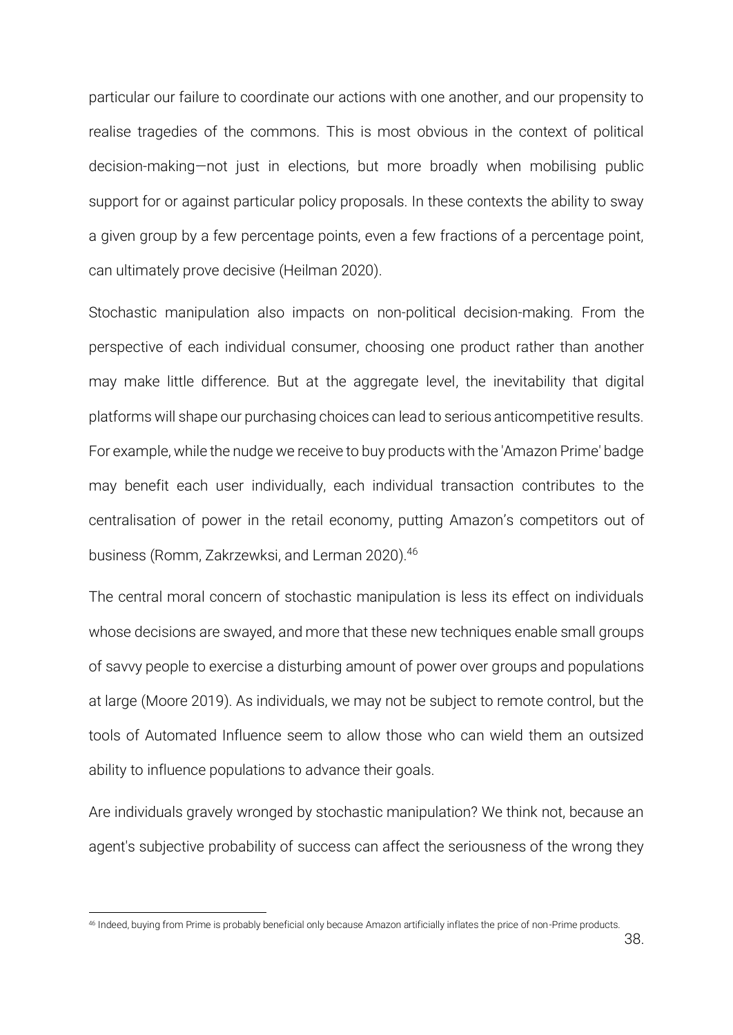particular our failure to coordinate our actions with one another, and our propensity to realise tragedies of the commons. This is most obvious in the context of political decision-making—not just in elections, but more broadly when mobilising public support for or against particular policy proposals. In these contexts the ability to sway a given group by a few percentage points, even a few fractions of a percentage point, can ultimately prove decisive (Heilman 2020).

Stochastic manipulation also impacts on non-political decision-making. From the perspective of each individual consumer, choosing one product rather than another may make little difference. But at the aggregate level, the inevitability that digital platforms will shape our purchasing choices can lead to serious anticompetitive results. For example, while the nudge we receive to buy products with the 'Amazon Prime' badge may benefit each user individually, each individual transaction contributes to the centralisation of power in the retail economy, putting Amazon's competitors out of business (Romm, Zakrzewksi, and Lerman 2020).[46]

The central moral concern of stochastic manipulation is less its effect on individuals whose decisions are swayed, and more that these new techniques enable small groups of savvy people to exercise a disturbing amount of power over groups and populations at large (Moore 2019). As individuals, we may not be subject to remote control, but the tools of Automated Influence seem to allow those who can wield them an outsized ability to influence populations to advance their goals.

Are individuals gravely wronged by stochastic manipulation? We think not, because an agent's subjective probability of success can affect the seriousness of the wrong they

[46] Indeed, buying from Prime is probably beneficial only because Amazon artificially inflates the price of non-Prime products.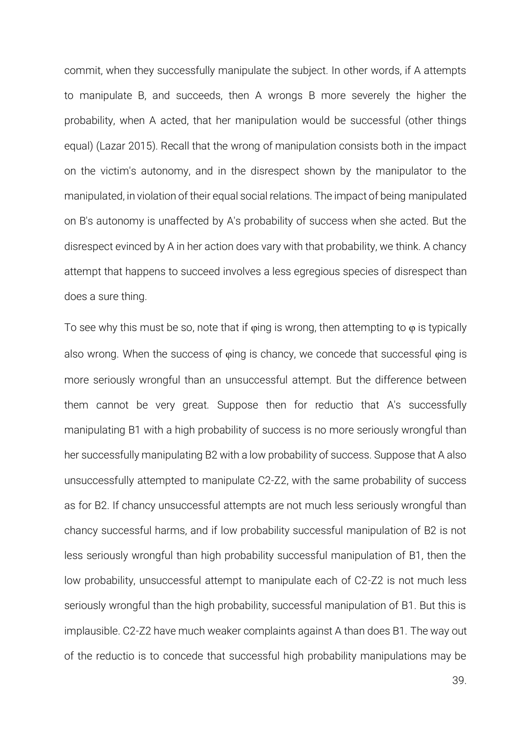commit, when they successfully manipulate the subject. In other words, if A attempts to manipulate B, and succeeds, then A wrongs B more severely the higher the probability, when A acted, that her manipulation would be successful (other things equal) (Lazar 2015). Recall that the wrong of manipulation consists both in the impact on the victim's autonomy, and in the disrespect shown by the manipulator to the manipulated, in violation of their equal social relations. The impact of being manipulated on B's autonomy is unaffected by A's probability of success when she acted. But the disrespect evinced by A in her action does vary with that probability, we think. A chancy attempt that happens to succeed involves a less egregious species of disrespect than does a sure thing.

To see why this must be so, note that if φing is wrong, then attempting to φ is typically also wrong. When the success of φing is chancy, we concede that successful φing is more seriously wrongful than an unsuccessful attempt. But the difference between them cannot be very great. Suppose then for reductio that A's successfully manipulating B1 with a high probability of success is no more seriously wrongful than her successfully manipulating B2 with a low probability of success. Suppose that A also unsuccessfully attempted to manipulate C2-Z2, with the same probability of success as for B2. If chancy unsuccessful attempts are not much less seriously wrongful than chancy successful harms, and if low probability successful manipulation of B2 is not less seriously wrongful than high probability successful manipulation of B1, then the low probability, unsuccessful attempt to manipulate each of C2-Z2 is not much less seriously wrongful than the high probability, successful manipulation of B1. But this is implausible. C2-Z2 have much weaker complaints against A than does B1. The way out of the reductio is to concede that successful high probability manipulations may be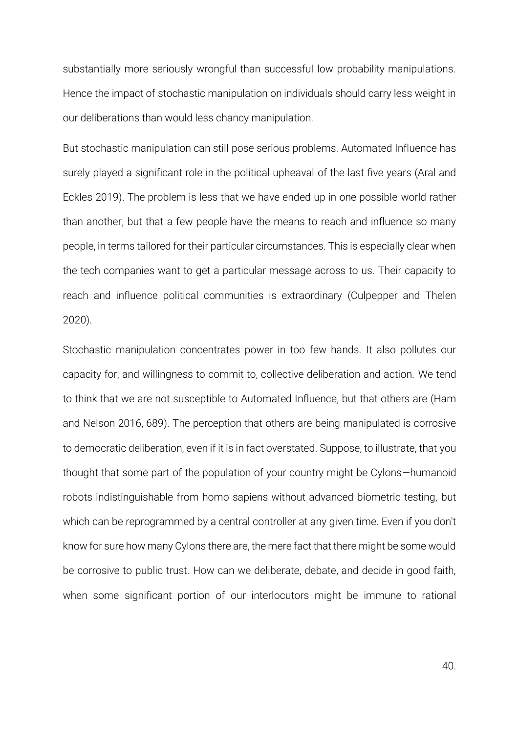substantially more seriously wrongful than successful low probability manipulations. Hence the impact of stochastic manipulation on individuals should carry less weight in our deliberations than would less chancy manipulation.

But stochastic manipulation can still pose serious problems. Automated Influence has surely played a significant role in the political upheaval of the last five years (Aral and Eckles 2019). The problem is less that we have ended up in one possible world rather than another, but that a few people have the means to reach and influence so many people, in terms tailored for their particular circumstances. This is especially clear when the tech companies want to get a particular message across to us. Their capacity to reach and influence political communities is extraordinary (Culpepper and Thelen 2020).

Stochastic manipulation concentrates power in too few hands. It also pollutes our capacity for, and willingness to commit to, collective deliberation and action. We tend to think that we are not susceptible to Automated Influence, but that others are (Ham and Nelson 2016, 689). The perception that others are being manipulated is corrosive to democratic deliberation, even if it is in fact overstated. Suppose, to illustrate, that you thought that some part of the population of your country might be Cylons—humanoid robots indistinguishable from homo sapiens without advanced biometric testing, but which can be reprogrammed by a central controller at any given time. Even if you don't know for sure how many Cylons there are, the mere fact that there might be some would be corrosive to public trust. How can we deliberate, debate, and decide in good faith, when some significant portion of our interlocutors might be immune to rational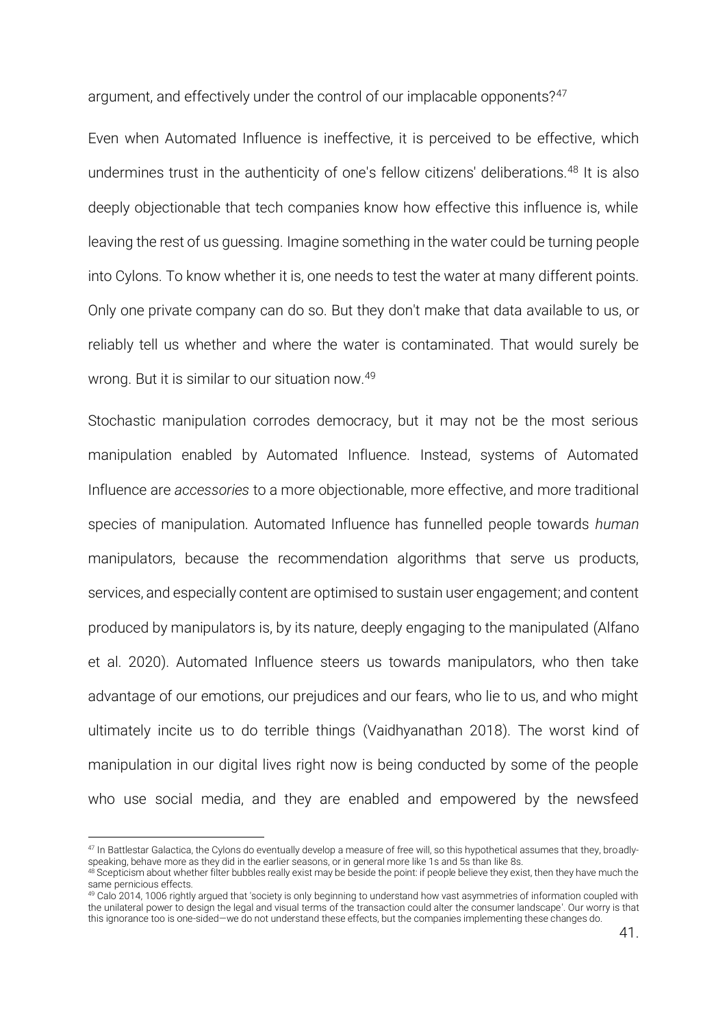argument, and effectively under the control of our implacable opponents?[47]

Even when Automated Influence is ineffective, it is perceived to be effective, which undermines trust in the authenticity of one's fellow citizens' deliberations.[48] It is also deeply objectionable that tech companies know how effective this influence is, while leaving the rest of us guessing. Imagine something in the water could be turning people into Cylons. To know whether it is, one needs to test the water at many different points. Only one private company can do so. But they don't make that data available to us, or reliably tell us whether and where the water is contaminated. That would surely be wrong. But it is similar to our situation now.[49]

Stochastic manipulation corrodes democracy, but it may not be the most serious manipulation enabled by Automated Influence. Instead, systems of Automated Influence are *accessories* to a more objectionable, more effective, and more traditional species of manipulation. Automated Influence has funnelled people towards *human* manipulators, because the recommendation algorithms that serve us products, services, and especially content are optimised to sustain user engagement; and content produced by manipulators is, by its nature, deeply engaging to the manipulated (Alfano et al. 2020). Automated Influence steers us towards manipulators, who then take advantage of our emotions, our prejudices and our fears, who lie to us, and who might ultimately incite us to do terrible things (Vaidhyanathan 2018). The worst kind of manipulation in our digital lives right now is being conducted by some of the people who use social media, and they are enabled and empowered by the newsfeed

---

[47] In Battlestar Galactica, the Cylons do eventually develop a measure of free will, so this hypothetical assumes that they, broadly-speaking, behave more as they did in the earlier seasons, or in general more like 1s and 5s than like 8s.

[48] Scepticism about whether filter bubbles really exist may be beside the point: if people believe they exist, then they have much the same pernicious effects.

[49] Calo 2014, 1006 rightly argued that 'society is only beginning to understand how vast asymmetries of information coupled with the unilateral power to design the legal and visual terms of the transaction could alter the consumer landscape'. Our worry is that this ignorance too is one-sided—we do not understand these effects, but the companies implementing these changes do.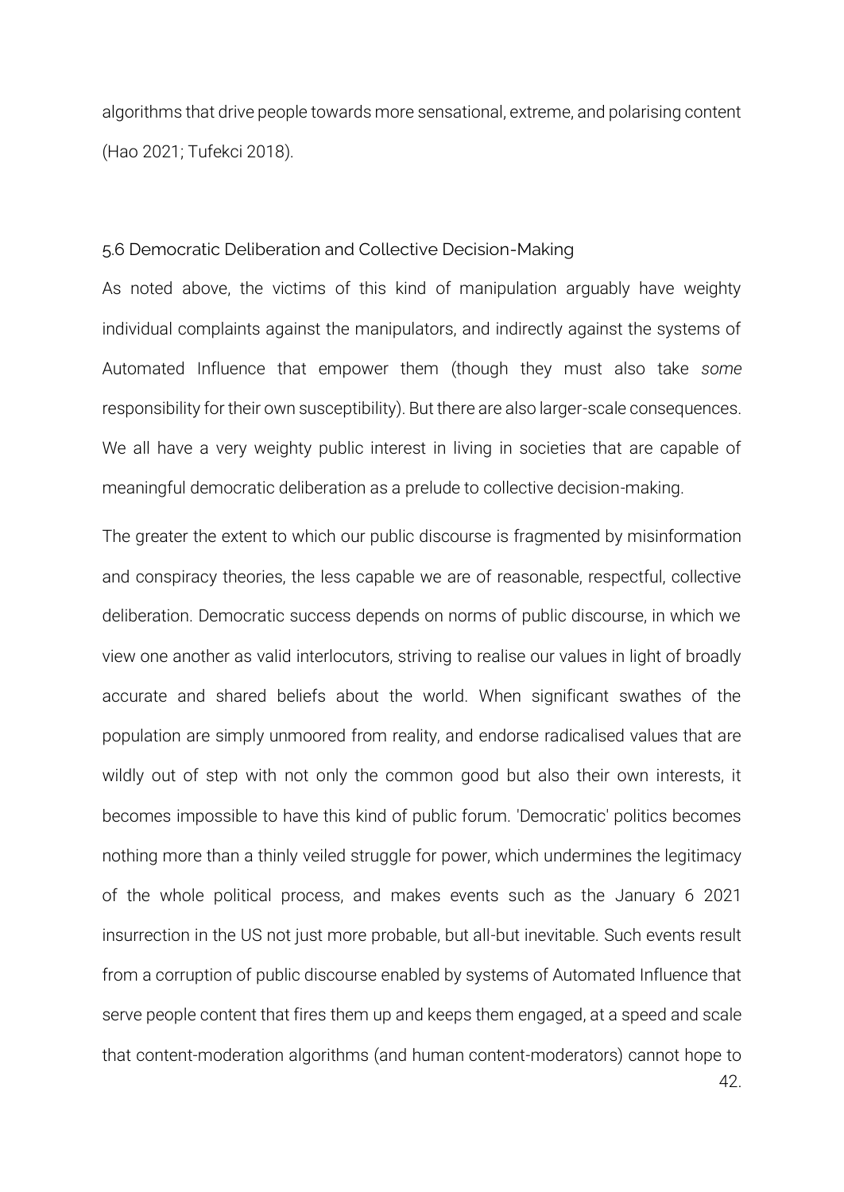algorithms that drive people towards more sensational, extreme, and polarising content (Hao 2021; Tufekci 2018).

### 5.6 Democratic Deliberation and Collective Decision-Making

As noted above, the victims of this kind of manipulation arguably have weighty individual complaints against the manipulators, and indirectly against the systems of Automated Influence that empower them (though they must also take *some* responsibility for their own susceptibility). But there are also larger-scale consequences. We all have a very weighty public interest in living in societies that are capable of meaningful democratic deliberation as a prelude to collective decision-making.

The greater the extent to which our public discourse is fragmented by misinformation and conspiracy theories, the less capable we are of reasonable, respectful, collective deliberation. Democratic success depends on norms of public discourse, in which we view one another as valid interlocutors, striving to realise our values in light of broadly accurate and shared beliefs about the world. When significant swathes of the population are simply unmoored from reality, and endorse radicalised values that are wildly out of step with not only the common good but also their own interests, it becomes impossible to have this kind of public forum. 'Democratic' politics becomes nothing more than a thinly veiled struggle for power, which undermines the legitimacy of the whole political process, and makes events such as the January 6 2021 insurrection in the US not just more probable, but all-but inevitable. Such events result from a corruption of public discourse enabled by systems of Automated Influence that serve people content that fires them up and keeps them engaged, at a speed and scale that content-moderation algorithms (and human content-moderators) cannot hope to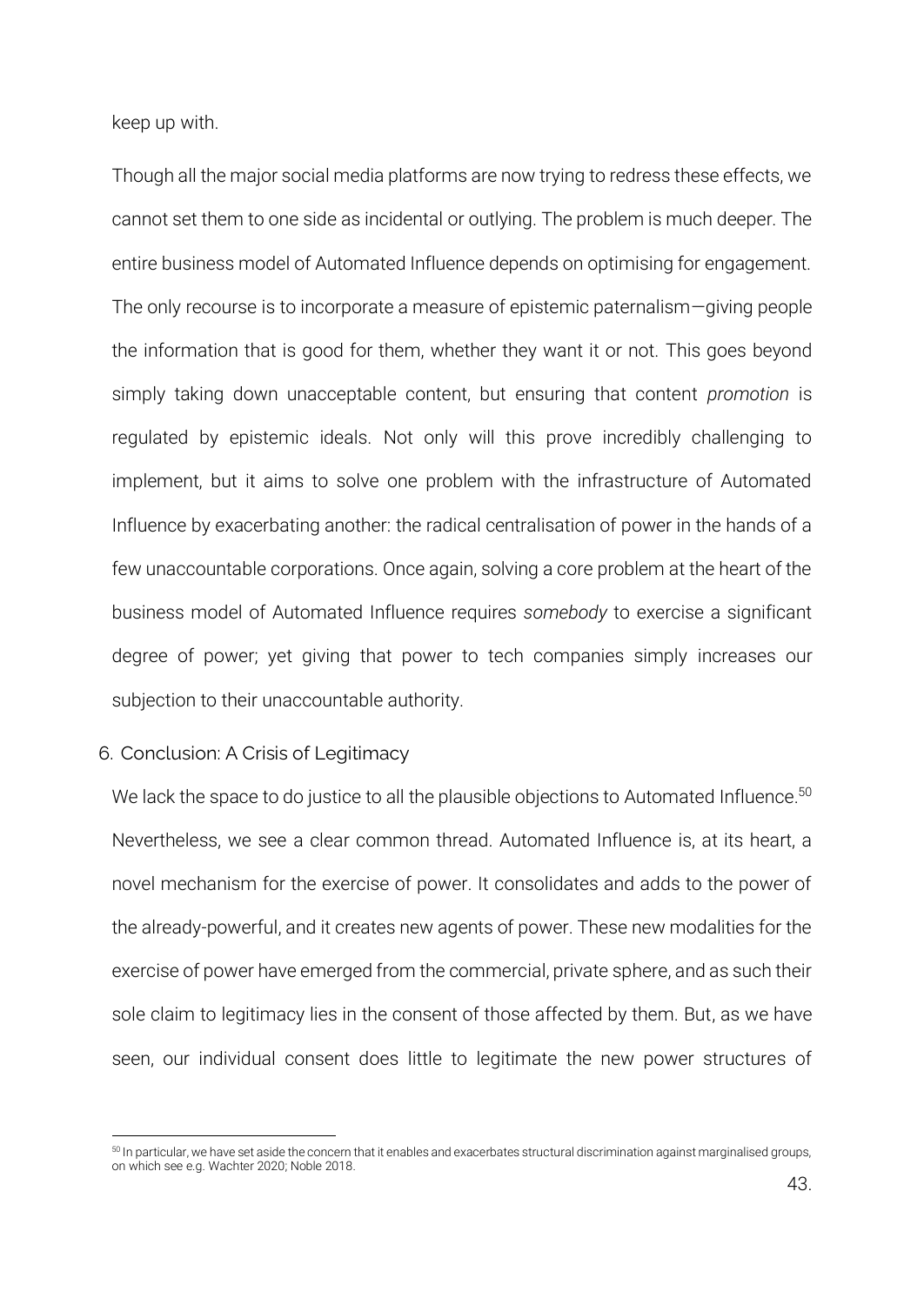keep up with.

Though all the major social media platforms are now trying to redress these effects, we cannot set them to one side as incidental or outlying. The problem is much deeper. The entire business model of Automated Influence depends on optimising for engagement. The only recourse is to incorporate a measure of epistemic paternalism—giving people the information that is good for them, whether they want it or not. This goes beyond simply taking down unacceptable content, but ensuring that content *promotion* is regulated by epistemic ideals. Not only will this prove incredibly challenging to implement, but it aims to solve one problem with the infrastructure of Automated Influence by exacerbating another: the radical centralisation of power in the hands of a few unaccountable corporations. Once again, solving a core problem at the heart of the business model of Automated Influence requires *somebody* to exercise a significant degree of power; yet giving that power to tech companies simply increases our subjection to their unaccountable authority.

## 6. Conclusion: A Crisis of Legitimacy

We lack the space to do justice to all the plausible objections to Automated Influence.[50] Nevertheless, we see a clear common thread. Automated Influence is, at its heart, a novel mechanism for the exercise of power. It consolidates and adds to the power of the already-powerful, and it creates new agents of power. These new modalities for the exercise of power have emerged from the commercial, private sphere, and as such their sole claim to legitimacy lies in the consent of those affected by them. But, as we have seen, our individual consent does little to legitimate the new power structures of

[50] In particular, we have set aside the concern that it enables and exacerbates structural discrimination against marginalised groups, on which see e.g. Wachter 2020; Noble 2018.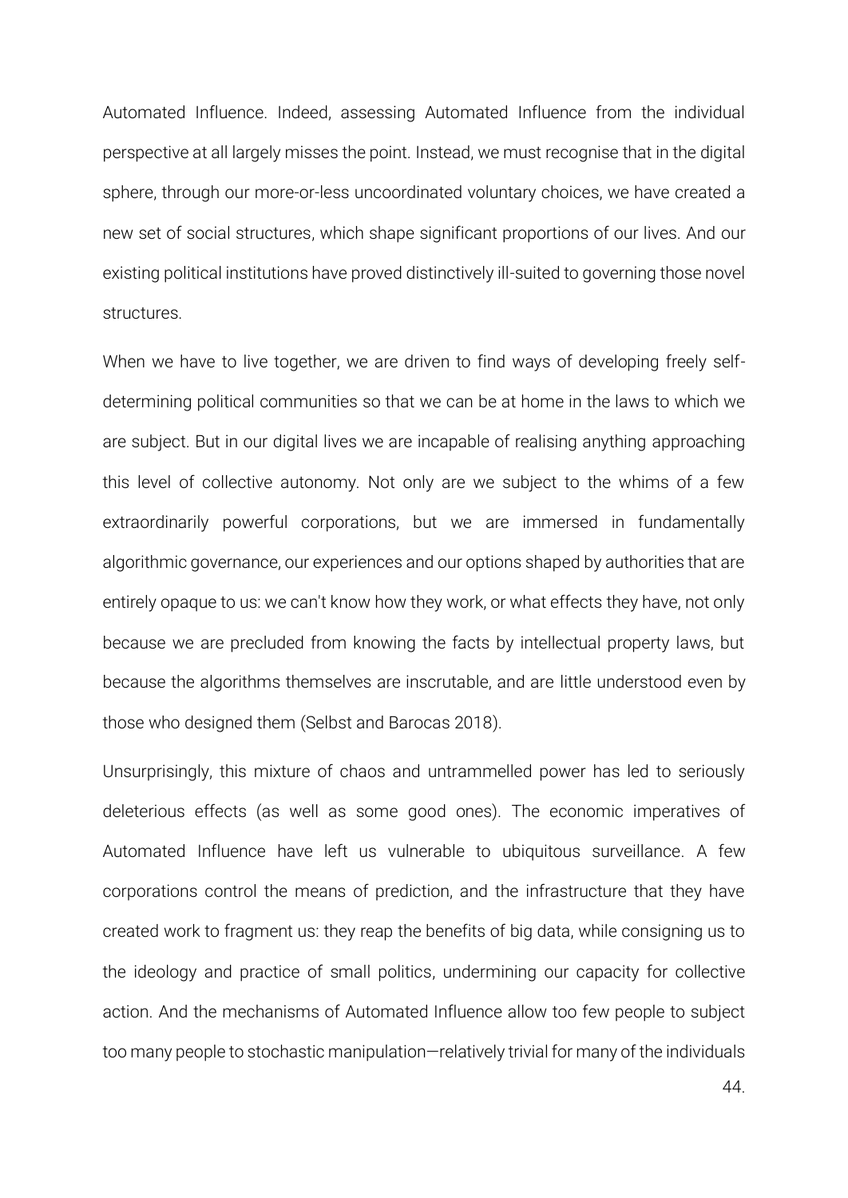Automated Influence. Indeed, assessing Automated Influence from the individual perspective at all largely misses the point. Instead, we must recognise that in the digital sphere, through our more-or-less uncoordinated voluntary choices, we have created a new set of social structures, which shape significant proportions of our lives. And our existing political institutions have proved distinctively ill-suited to governing those novel structures.

When we have to live together, we are driven to find ways of developing freely self-determining political communities so that we can be at home in the laws to which we are subject. But in our digital lives we are incapable of realising anything approaching this level of collective autonomy. Not only are we subject to the whims of a few extraordinarily powerful corporations, but we are immersed in fundamentally algorithmic governance, our experiences and our options shaped by authorities that are entirely opaque to us: we can't know how they work, or what effects they have, not only because we are precluded from knowing the facts by intellectual property laws, but because the algorithms themselves are inscrutable, and are little understood even by those who designed them (Selbst and Barocas 2018).

Unsurprisingly, this mixture of chaos and untrammelled power has led to seriously deleterious effects (as well as some good ones). The economic imperatives of Automated Influence have left us vulnerable to ubiquitous surveillance. A few corporations control the means of prediction, and the infrastructure that they have created work to fragment us: they reap the benefits of big data, while consigning us to the ideology and practice of small politics, undermining our capacity for collective action. And the mechanisms of Automated Influence allow too few people to subject too many people to stochastic manipulation—relatively trivial for many of the individuals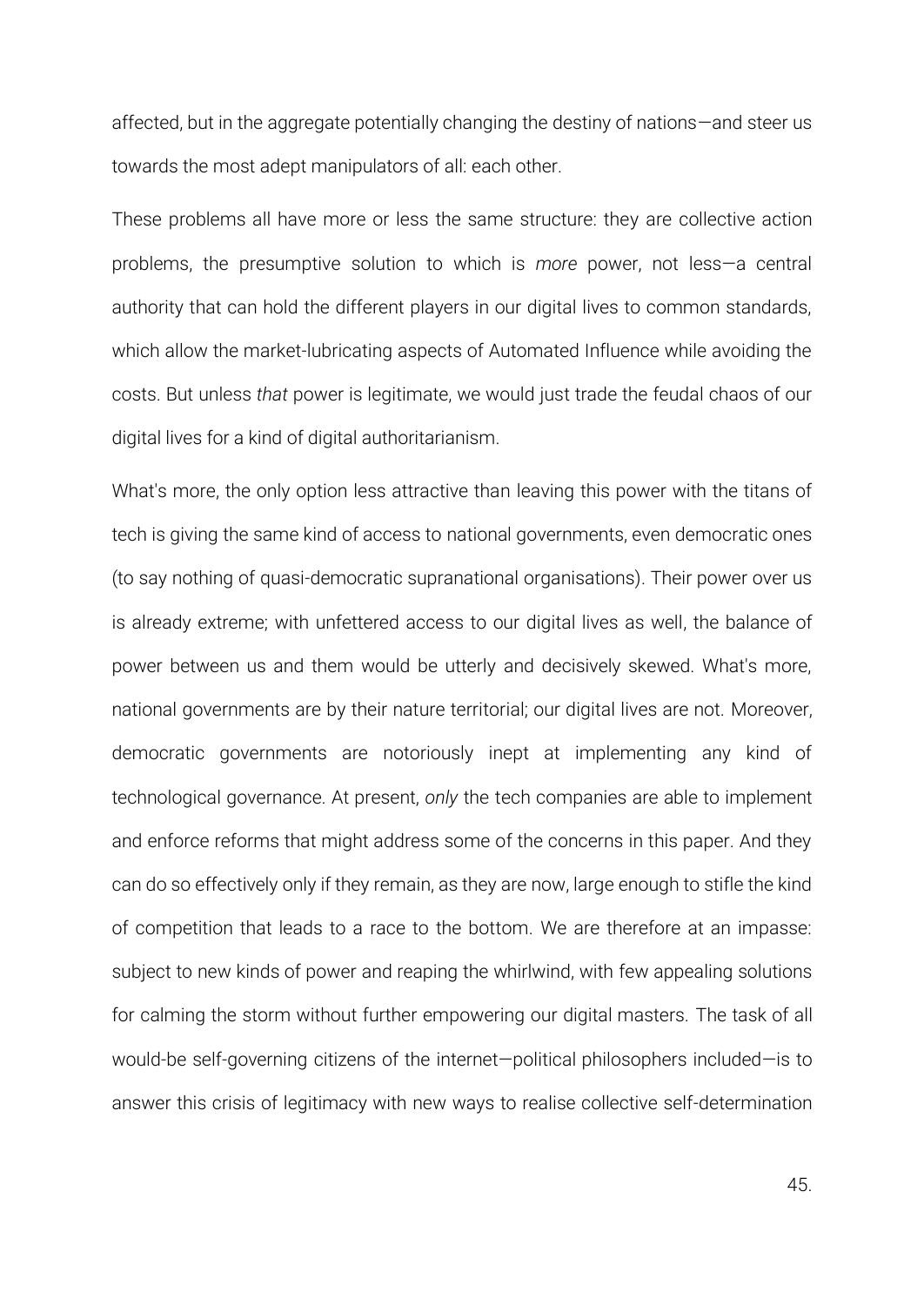affected, but in the aggregate potentially changing the destiny of nations—and steer us towards the most adept manipulators of all: each other.

These problems all have more or less the same structure: they are collective action problems, the presumptive solution to which is *more* power, not less—a central authority that can hold the different players in our digital lives to common standards, which allow the market-lubricating aspects of Automated Influence while avoiding the costs. But unless *that* power is legitimate, we would just trade the feudal chaos of our digital lives for a kind of digital authoritarianism.

What's more, the only option less attractive than leaving this power with the titans of tech is giving the same kind of access to national governments, even democratic ones (to say nothing of quasi-democratic supranational organisations). Their power over us is already extreme; with unfettered access to our digital lives as well, the balance of power between us and them would be utterly and decisively skewed. What's more, national governments are by their nature territorial; our digital lives are not. Moreover, democratic governments are notoriously inept at implementing any kind of technological governance. At present, *only* the tech companies are able to implement and enforce reforms that might address some of the concerns in this paper. And they can do so effectively only if they remain, as they are now, large enough to stifle the kind of competition that leads to a race to the bottom. We are therefore at an impasse: subject to new kinds of power and reaping the whirlwind, with few appealing solutions for calming the storm without further empowering our digital masters. The task of all would-be self-governing citizens of the internet—political philosophers included—is to answer this crisis of legitimacy with new ways to realise collective self-determination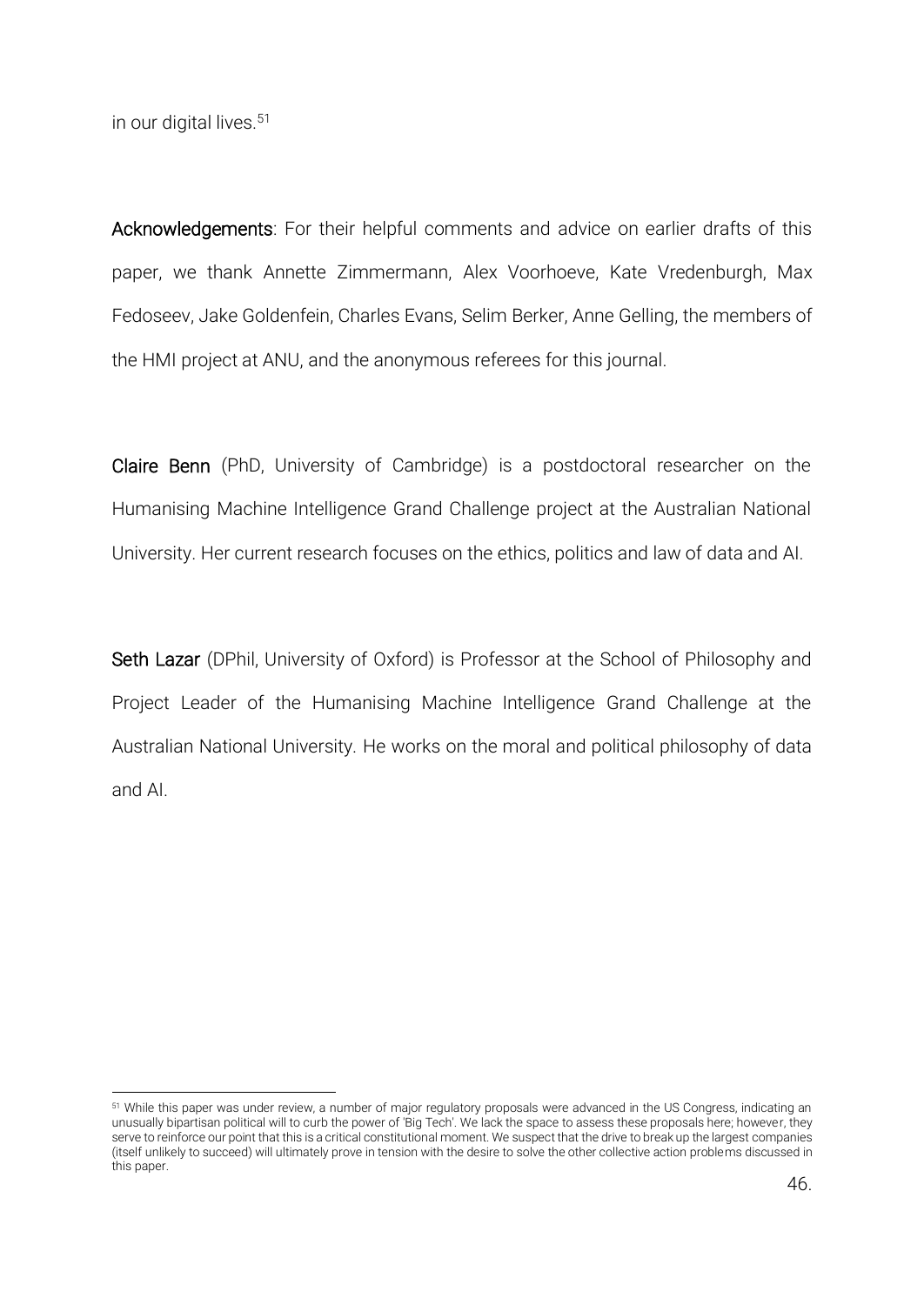in our digital lives.[51]

**Acknowledgements**: For their helpful comments and advice on earlier drafts of this paper, we thank Annette Zimmermann, Alex Voorhoeve, Kate Vredenburgh, Max Fedoseev, Jake Goldenfein, Charles Evans, Selim Berker, Anne Gelling, the members of the HMI project at ANU, and the anonymous referees for this journal.

**Claire Benn** (PhD, University of Cambridge) is a postdoctoral researcher on the Humanising Machine Intelligence Grand Challenge project at the Australian National University. Her current research focuses on the ethics, politics and law of data and AI.

**Seth Lazar** (DPhil, University of Oxford) is Professor at the School of Philosophy and Project Leader of the Humanising Machine Intelligence Grand Challenge at the Australian National University. He works on the moral and political philosophy of data and AI.

---

[51] While this paper was under review, a number of major regulatory proposals were advanced in the US Congress, indicating an unusually bipartisan political will to curb the power of 'Big Tech'. We lack the space to assess these proposals here; however, they serve to reinforce our point that this is a critical constitutional moment. We suspect that the drive to break up the largest companies (itself unlikely to succeed) will ultimately prove in tension with the desire to solve the other collective action problems discussed in this paper.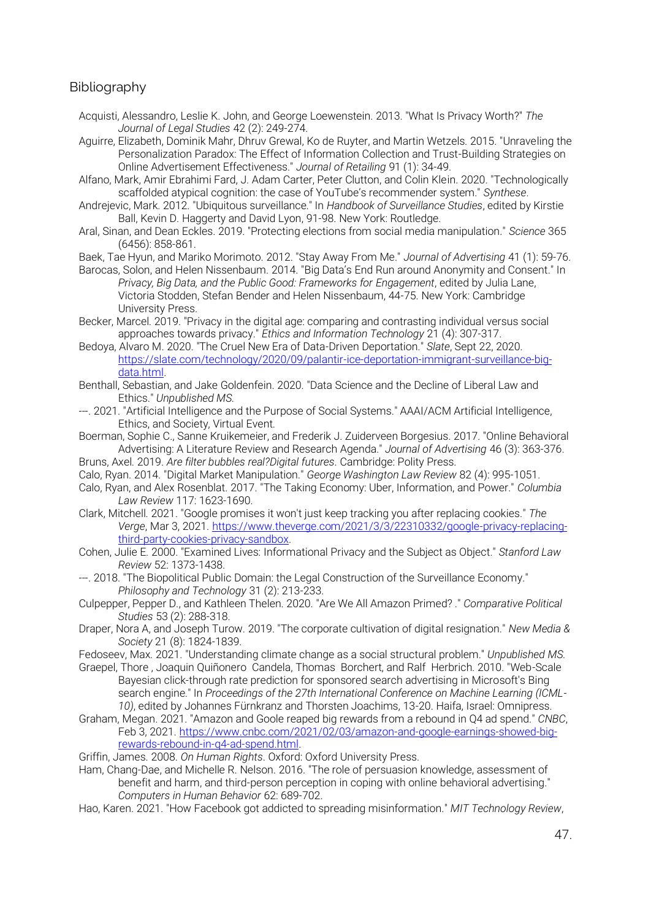## Bibliography

Acquisti, Alessandro, Leslie K. John, and George Loewenstein. 2013. "What Is Privacy Worth?" *The Journal of Legal Studies* 42 (2): 249-274.

Aguirre, Elizabeth, Dominik Mahr, Dhruv Grewal, Ko de Ruyter, and Martin Wetzels. 2015. "Unraveling the Personalization Paradox: The Effect of Information Collection and Trust-Building Strategies on Online Advertisement Effectiveness." *Journal of Retailing* 91 (1): 34-49.

Alfano, Mark, Amir Ebrahimi Fard, J. Adam Carter, Peter Clutton, and Colin Klein. 2020. "Technologically scaffolded atypical cognition: the case of YouTube's recommender system." *Synthese*.

Andrejevic, Mark. 2012. "Ubiquitous surveillance." In *Handbook of Surveillance Studies*, edited by Kirstie Ball, Kevin D. Haggerty and David Lyon, 91-98. New York: Routledge.

Aral, Sinan, and Dean Eckles. 2019. "Protecting elections from social media manipulation." *Science* 365 (6456): 858-861.

Baek, Tae Hyun, and Mariko Morimoto. 2012. "Stay Away From Me." *Journal of Advertising* 41 (1): 59-76.

Barocas, Solon, and Helen Nissenbaum. 2014. "Big Data's End Run around Anonymity and Consent." In *Privacy, Big Data, and the Public Good: Frameworks for Engagement*, edited by Julia Lane, Victoria Stodden, Stefan Bender and Helen Nissenbaum, 44-75. New York: Cambridge University Press.

Becker, Marcel. 2019. "Privacy in the digital age: comparing and contrasting individual versus social approaches towards privacy." *Ethics and Information Technology* 21 (4): 307-317.

Bedoya, Alvaro M. 2020. "The Cruel New Era of Data-Driven Deportation." *Slate*, Sept 22, 2020. https://slate.com/technology/2020/09/palantir-ice-deportation-immigrant-surveillance-big-data.html.

Benthall, Sebastian, and Jake Goldenfein. 2020. "Data Science and the Decline of Liberal Law and Ethics." *Unpublished MS.*

---. 2021. "Artificial Intelligence and the Purpose of Social Systems." AAAI/ACM Artificial Intelligence, Ethics, and Society, Virtual Event.

Boerman, Sophie C., Sanne Kruikemeier, and Frederik J. Zuiderveen Borgesius. 2017. "Online Behavioral Advertising: A Literature Review and Research Agenda." *Journal of Advertising* 46 (3): 363-376.

Bruns, Axel. 2019. *Are filter bubbles real?Digital futures*. Cambridge: Polity Press.

Calo, Ryan. 2014. "Digital Market Manipulation." *George Washington Law Review* 82 (4): 995-1051.

Calo, Ryan, and Alex Rosenblat. 2017. "The Taking Economy: Uber, Information, and Power." *Columbia Law Review* 117: 1623-1690.

Clark, Mitchell. 2021. "Google promises it won't just keep tracking you after replacing cookies." *The Verge*, Mar 3, 2021. https://www.theverge.com/2021/3/3/22310332/google-privacy-replacing-third-party-cookies-privacy-sandbox.

Cohen, Julie E. 2000. "Examined Lives: Informational Privacy and the Subject as Object." *Stanford Law Review* 52: 1373-1438.

---. 2018. "The Biopolitical Public Domain: the Legal Construction of the Surveillance Economy." *Philosophy and Technology* 31 (2): 213-233.

Culpepper, Pepper D., and Kathleen Thelen. 2020. "Are We All Amazon Primed? ." *Comparative Political Studies* 53 (2): 288-318.

Draper, Nora A, and Joseph Turow. 2019. "The corporate cultivation of digital resignation." *New Media & Society* 21 (8): 1824-1839.

Fedoseev, Max. 2021. "Understanding climate change as a social structural problem." *Unpublished MS.*

Graepel, Thore , Joaquin Quiñonero Candela, Thomas Borchert, and Ralf Herbrich. 2010. "Web-Scale Bayesian click-through rate prediction for sponsored search advertising in Microsoft's Bing search engine." In *Proceedings of the 27th International Conference on Machine Learning (ICML-10)*, edited by Johannes Fürnkranz and Thorsten Joachims, 13-20. Haifa, Israel: Omnipress.

Graham, Megan. 2021. "Amazon and Goole reaped big rewards from a rebound in Q4 ad spend." *CNBC*, Feb 3, 2021. https://www.cnbc.com/2021/02/03/amazon-and-google-earnings-showed-big-rewards-rebound-in-q4-ad-spend.html.

Griffin, James. 2008. *On Human Rights*. Oxford: Oxford University Press.

Ham, Chang-Dae, and Michelle R. Nelson. 2016. "The role of persuasion knowledge, assessment of benefit and harm, and third-person perception in coping with online behavioral advertising." *Computers in Human Behavior* 62: 689-702.

Hao, Karen. 2021. "How Facebook got addicted to spreading misinformation." *MIT Technology Review*,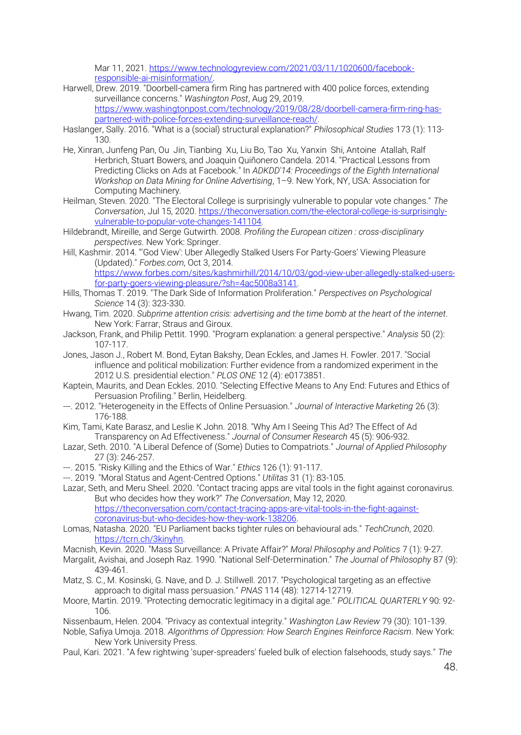Mar 11, 2021. https://www.technologyreview.com/2021/03/11/1020600/facebook-responsible-ai-misinformation/.

Harwell, Drew. 2019. "Doorbell-camera firm Ring has partnered with 400 police forces, extending surveillance concerns." *Washington Post*, Aug 29, 2019. https://www.washingtonpost.com/technology/2019/08/28/doorbell-camera-firm-ring-has-partnered-with-police-forces-extending-surveillance-reach/.

Haslanger, Sally. 2016. "What is a (social) structural explanation?" *Philosophical Studies* 173 (1): 113-130.

He, Xinran, Junfeng Pan, Ou Jin, Tianbing Xu, Liu Bo, Tao Xu, Yanxin Shi, Antoine Atallah, Ralf Herbrich, Stuart Bowers, and Joaquin Quiñonero Candela. 2014. "Practical Lessons from Predicting Clicks on Ads at Facebook." In *ADKDD'14: Proceedings of the Eighth International Workshop on Data Mining for Online Advertising*, 1–9. New York, NY, USA: Association for Computing Machinery.

Heilman, Steven. 2020. "The Electoral College is surprisingly vulnerable to popular vote changes." *The Conversation*, Jul 15, 2020. https://theconversation.com/the-electoral-college-is-surprisingly-vulnerable-to-popular-vote-changes-141104.

Hildebrandt, Mireille, and Serge Gutwirth. 2008. *Profiling the European citizen : cross-disciplinary perspectives*. New York: Springer.

Hill, Kashmir. 2014. "'God View': Uber Allegedly Stalked Users For Party-Goers' Viewing Pleasure (Updated)." *Forbes.com*, Oct 3, 2014. https://www.forbes.com/sites/kashmirhill/2014/10/03/god-view-uber-allegedly-stalked-users-for-party-goers-viewing-pleasure/?sh=4ac5008a3141.

Hills, Thomas T. 2019. "The Dark Side of Information Proliferation." *Perspectives on Psychological Science* 14 (3): 323-330.

Hwang, Tim. 2020. *Subprime attention crisis: advertising and the time bomb at the heart of the internet*. New York: Farrar, Straus and Giroux.

Jackson, Frank, and Philip Pettit. 1990. "Program explanation: a general perspective." *Analysis* 50 (2): 107-117.

Jones, Jason J., Robert M. Bond, Eytan Bakshy, Dean Eckles, and James H. Fowler. 2017. "Social influence and political mobilization: Further evidence from a randomized experiment in the 2012 U.S. presidential election." *PLOS ONE* 12 (4): e0173851.

Kaptein, Maurits, and Dean Eckles. 2010. "Selecting Effective Means to Any End: Futures and Ethics of Persuasion Profiling." Berlin, Heidelberg.

---. 2012. "Heterogeneity in the Effects of Online Persuasion." *Journal of Interactive Marketing* 26 (3): 176-188.

Kim, Tami, Kate Barasz, and Leslie K John. 2018. "Why Am I Seeing This Ad? The Effect of Ad Transparency on Ad Effectiveness." *Journal of Consumer Research* 45 (5): 906-932.

Lazar, Seth. 2010. "A Liberal Defence of (Some) Duties to Compatriots." *Journal of Applied Philosophy* 27 (3): 246-257.

---. 2015. "Risky Killing and the Ethics of War." *Ethics* 126 (1): 91-117.

---. 2019. "Moral Status and Agent-Centred Options." *Utilitas* 31 (1): 83-105.

Lazar, Seth, and Meru Sheel. 2020. "Contact tracing apps are vital tools in the fight against coronavirus. But who decides how they work?" *The Conversation*, May 12, 2020. https://theconversation.com/contact-tracing-apps-are-vital-tools-in-the-fight-against-coronavirus-but-who-decides-how-they-work-138206.

Lomas, Natasha. 2020. "EU Parliament backs tighter rules on behavioural ads." *TechCrunch*, 2020. https://tcrn.ch/3kinyhn.

Macnish, Kevin. 2020. "Mass Surveillance: A Private Affair?" *Moral Philosophy and Politics* 7 (1): 9-27.

Margalit, Avishai, and Joseph Raz. 1990. "National Self-Determination." *The Journal of Philosophy* 87 (9): 439-461.

Matz, S. C., M. Kosinski, G. Nave, and D. J. Stillwell. 2017. "Psychological targeting as an effective approach to digital mass persuasion." *PNAS* 114 (48): 12714-12719.

Moore, Martin. 2019. "Protecting democratic legitimacy in a digital age." *POLITICAL QUARTERLY* 90: 92-106.

Nissenbaum, Helen. 2004. "Privacy as contextual integrity." *Washington Law Review* 79 (30): 101-139.

Noble, Safiya Umoja. 2018. *Algorithms of Oppression: How Search Engines Reinforce Racism*. New York: New York University Press.

Paul, Kari. 2021. "A few rightwing 'super-spreaders' fueled bulk of election falsehoods, study says." *The*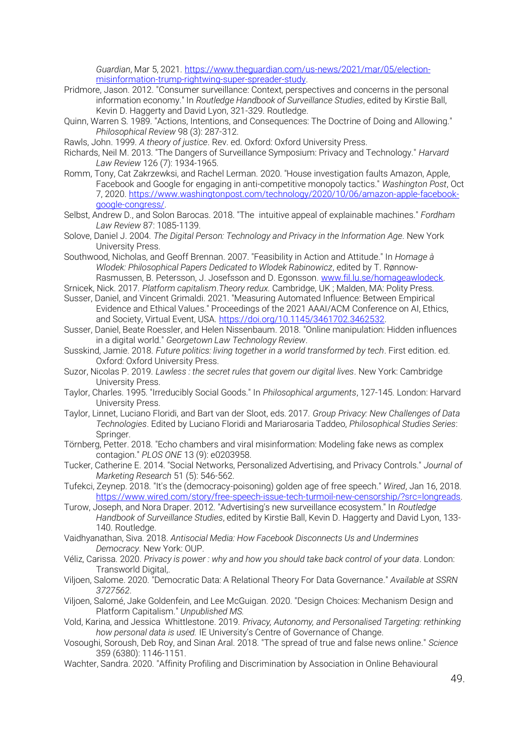*Guardian*, Mar 5, 2021. https://www.theguardian.com/us-news/2021/mar/05/election-misinformation-trump-rightwing-super-spreader-study.

Pridmore, Jason. 2012. "Consumer surveillance: Context, perspectives and concerns in the personal information economy." In *Routledge Handbook of Surveillance Studies*, edited by Kirstie Ball, Kevin D. Haggerty and David Lyon, 321-329. Routledge.

Quinn, Warren S. 1989. "Actions, Intentions, and Consequences: The Doctrine of Doing and Allowing." *Philosophical Review* 98 (3): 287-312.

Rawls, John. 1999. *A theory of justice*. Rev. ed. Oxford: Oxford University Press.

Richards, Neil M. 2013. "The Dangers of Surveillance Symposium: Privacy and Technology." *Harvard Law Review* 126 (7): 1934-1965.

Romm, Tony, Cat Zakrzewksi, and Rachel Lerman. 2020. "House investigation faults Amazon, Apple, Facebook and Google for engaging in anti-competitive monopoly tactics." *Washington Post*, Oct 7, 2020. https://www.washingtonpost.com/technology/2020/10/06/amazon-apple-facebook-google-congress/.

Selbst, Andrew D., and Solon Barocas. 2018. "The intuitive appeal of explainable machines." *Fordham Law Review* 87: 1085-1139.

Solove, Daniel J. 2004. *The Digital Person: Technology and Privacy in the Information Age*. New York University Press.

Southwood, Nicholas, and Geoff Brennan. 2007. "Feasibility in Action and Attitude." In *Homage à Wlodek: Philosophical Papers Dedicated to Wlodek Rabinowicz*, edited by T. Rønnow-Rasmussen, B. Petersson, J. Josefsson and D. Egonsson. www.fil.lu.se/homageawlodeck.

Srnicek, Nick. 2017. *Platform capitalism*.*Theory redux.* Cambridge, UK ; Malden, MA: Polity Press.

Susser, Daniel, and Vincent Grimaldi. 2021. "Measuring Automated Influence: Between Empirical Evidence and Ethical Values." Proceedings of the 2021 AAAI/ACM Conference on AI, Ethics, and Society, Virtual Event, USA. https://doi.org/10.1145/3461702.3462532.

Susser, Daniel, Beate Roessler, and Helen Nissenbaum. 2018. "Online manipulation: Hidden influences in a digital world." *Georgetown Law Technology Review*.

Susskind, Jamie. 2018. *Future politics: living together in a world transformed by tech*. First edition. ed. Oxford: Oxford University Press.

Suzor, Nicolas P. 2019. *Lawless : the secret rules that govern our digital lives*. New York: Cambridge University Press.

Taylor, Charles. 1995. "Irreducibly Social Goods." In *Philosophical arguments*, 127-145. London: Harvard University Press.

Taylor, Linnet, Luciano Floridi, and Bart van der Sloot, eds. 2017. *Group Privacy: New Challenges of Data Technologies*. Edited by Luciano Floridi and Mariarosaria Taddeo, *Philosophical Studies Series*: Springer.

Törnberg, Petter. 2018. "Echo chambers and viral misinformation: Modeling fake news as complex contagion." *PLOS ONE* 13 (9): e0203958.

Tucker, Catherine E. 2014. "Social Networks, Personalized Advertising, and Privacy Controls." *Journal of Marketing Research* 51 (5): 546-562.

Tufekci, Zeynep. 2018. "It's the (democracy-poisoning) golden age of free speech." *Wired*, Jan 16, 2018. https://www.wired.com/story/free-speech-issue-tech-turmoil-new-censorship/?src=longreads.

Turow, Joseph, and Nora Draper. 2012. "Advertising's new surveillance ecosystem." In *Routledge Handbook of Surveillance Studies*, edited by Kirstie Ball, Kevin D. Haggerty and David Lyon, 133-140. Routledge.

Vaidhyanathan, Siva. 2018. *Antisocial Media: How Facebook Disconnects Us and Undermines Democracy*. New York: OUP.

Véliz, Carissa. 2020. *Privacy is power : why and how you should take back control of your data*. London: Transworld Digital,.

Viljoen, Salome. 2020. "Democratic Data: A Relational Theory For Data Governance." *Available at SSRN 3727562*.

Viljoen, Salomé, Jake Goldenfein, and Lee McGuigan. 2020. "Design Choices: Mechanism Design and Platform Capitalism." *Unpublished MS.*

Vold, Karina, and Jessica Whittlestone. 2019. *Privacy, Autonomy, and Personalised Targeting: rethinking how personal data is used.* IE University's Centre of Governance of Change.

Vosoughi, Soroush, Deb Roy, and Sinan Aral. 2018. "The spread of true and false news online." *Science* 359 (6380): 1146-1151.

Wachter, Sandra. 2020. "Affinity Profiling and Discrimination by Association in Online Behavioural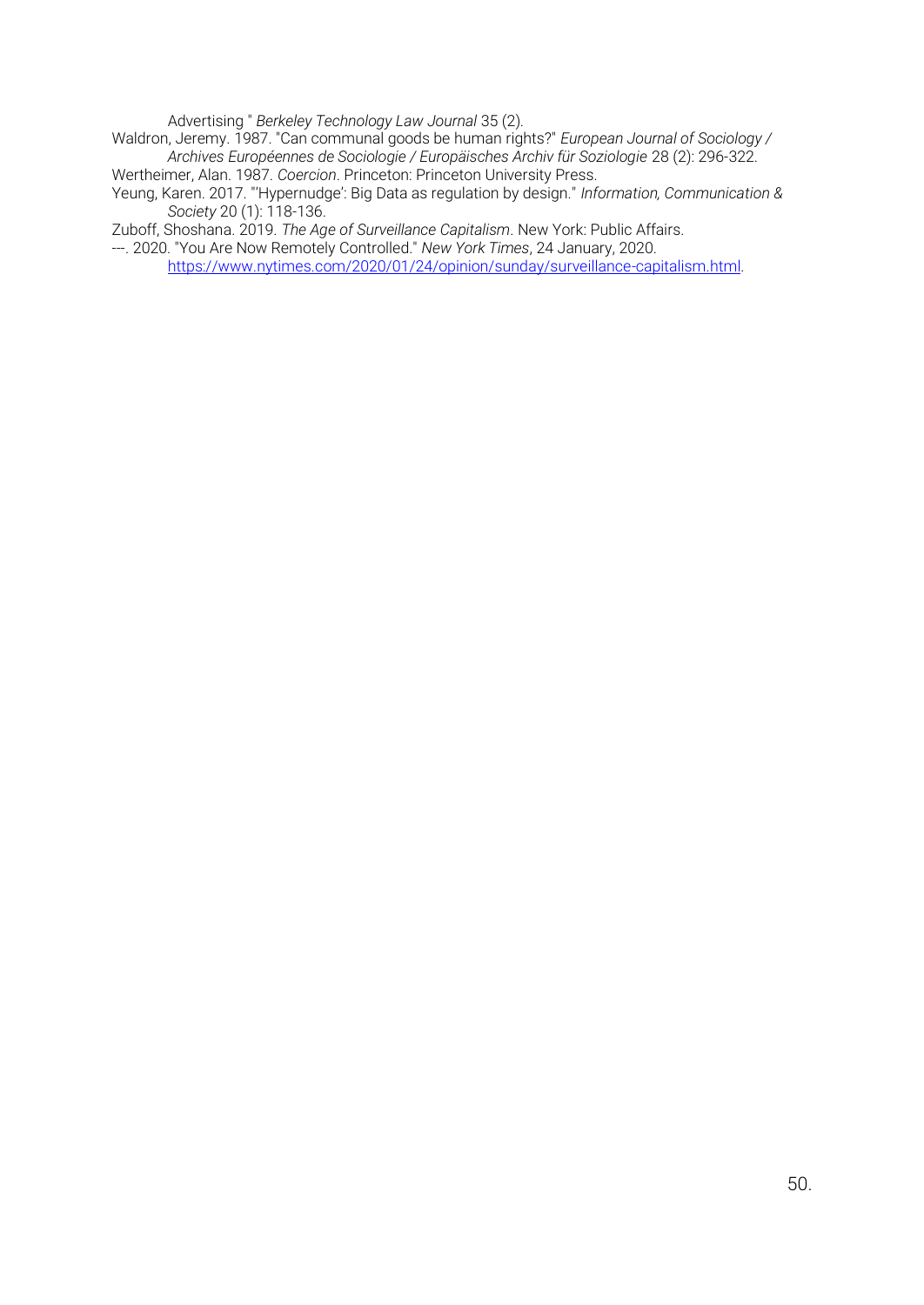Advertising " *Berkeley Technology Law Journal* 35 (2).

Waldron, Jeremy. 1987. "Can communal goods be human rights?" *European Journal of Sociology / Archives Européennes de Sociologie / Europäisches Archiv für Soziologie* 28 (2): 296-322.

Wertheimer, Alan. 1987. *Coercion*. Princeton: Princeton University Press.

Yeung, Karen. 2017. "'Hypernudge': Big Data as regulation by design." *Information, Communication & Society* 20 (1): 118-136.

Zuboff, Shoshana. 2019. *The Age of Surveillance Capitalism*. New York: Public Affairs.

---. 2020. "You Are Now Remotely Controlled." *New York Times*, 24 January, 2020. https://www.nytimes.com/2020/01/24/opinion/sunday/surveillance-capitalism.html.